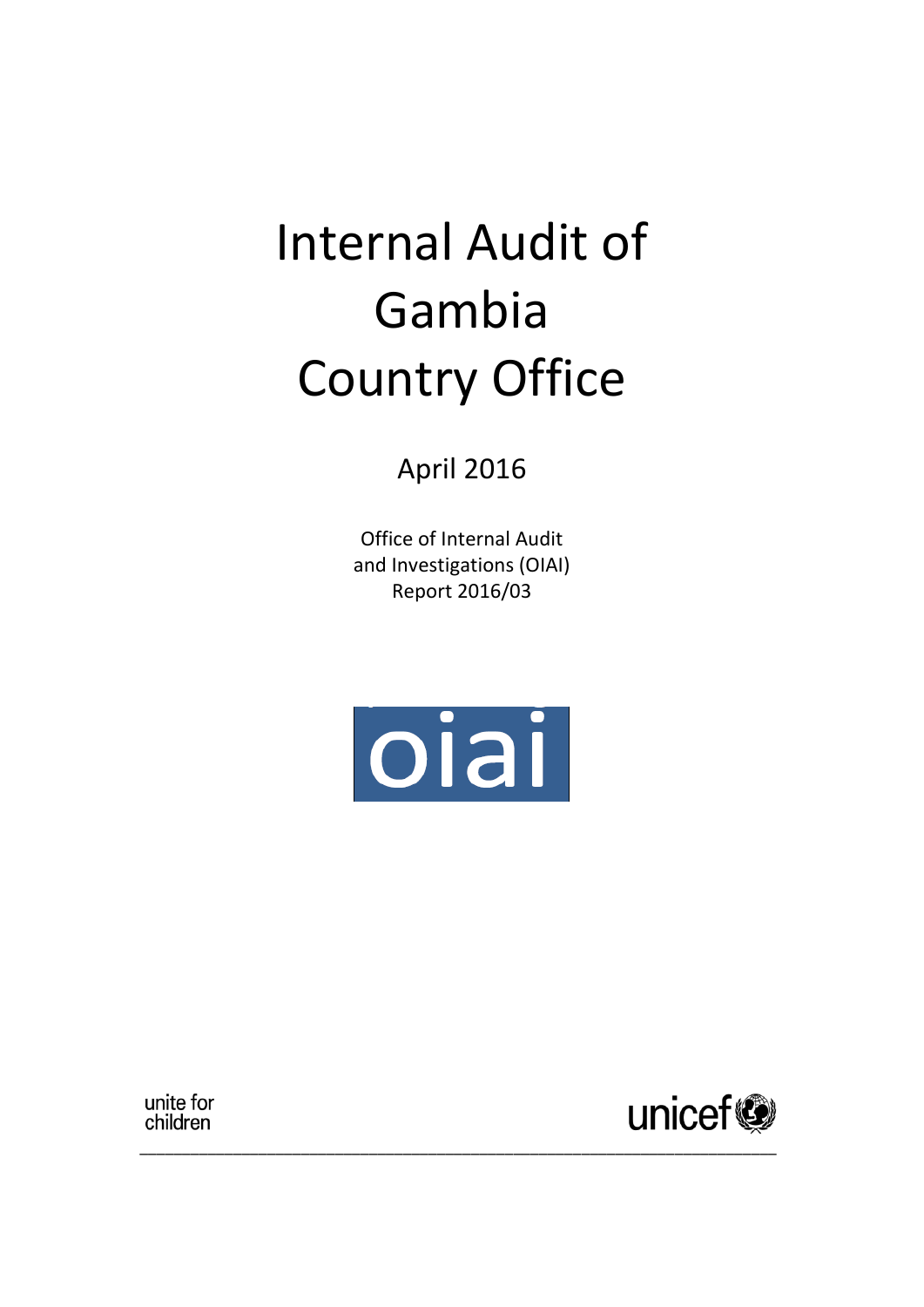# Internal Audit of Gambia Country Office

April 2016

Office of Internal Audit and Investigations (OIAI)
Report 2016/03

oiai

unite for children

unicef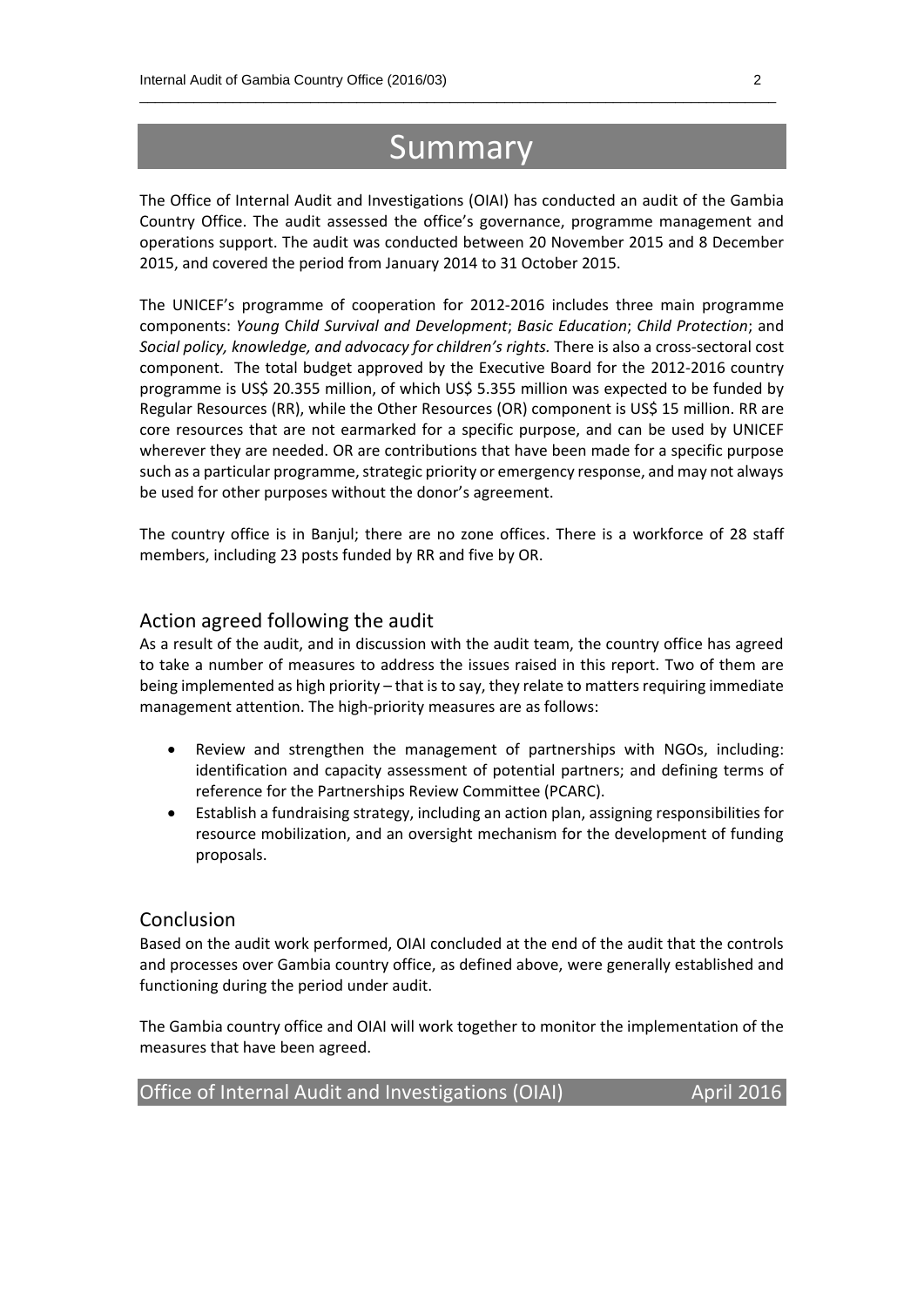# Summary

The Office of Internal Audit and Investigations (OIAI) has conducted an audit of the Gambia Country Office. The audit assessed the office's governance, programme management and operations support. The audit was conducted between 20 November 2015 and 8 December 2015, and covered the period from January 2014 to 31 October 2015.

The UNICEF's programme of cooperation for 2012-2016 includes three main programme components: *Young* C*hild Survival and Development*; *Basic Education*; *Child Protection*; and *Social policy, knowledge, and advocacy for children's rights.* There is also a cross-sectoral cost component. The total budget approved by the Executive Board for the 2012-2016 country programme is US$ 20.355 million, of which US$ 5.355 million was expected to be funded by Regular Resources (RR), while the Other Resources (OR) component is US$ 15 million. RR are core resources that are not earmarked for a specific purpose, and can be used by UNICEF wherever they are needed. OR are contributions that have been made for a specific purpose such as a particular programme, strategic priority or emergency response, and may not always be used for other purposes without the donor's agreement.

The country office is in Banjul; there are no zone offices. There is a workforce of 28 staff members, including 23 posts funded by RR and five by OR.

## Action agreed following the audit

As a result of the audit, and in discussion with the audit team, the country office has agreed to take a number of measures to address the issues raised in this report. Two of them are being implemented as high priority – that is to say, they relate to matters requiring immediate management attention. The high-priority measures are as follows:

- Review and strengthen the management of partnerships with NGOs, including: identification and capacity assessment of potential partners; and defining terms of reference for the Partnerships Review Committee (PCARC).
- Establish a fundraising strategy, including an action plan, assigning responsibilities for resource mobilization, and an oversight mechanism for the development of funding proposals.

## Conclusion

Based on the audit work performed, OIAI concluded at the end of the audit that the controls and processes over Gambia country office, as defined above, were generally established and functioning during the period under audit.

The Gambia country office and OIAI will work together to monitor the implementation of the measures that have been agreed.

Office of Internal Audit and Investigations (OIAI) April 2016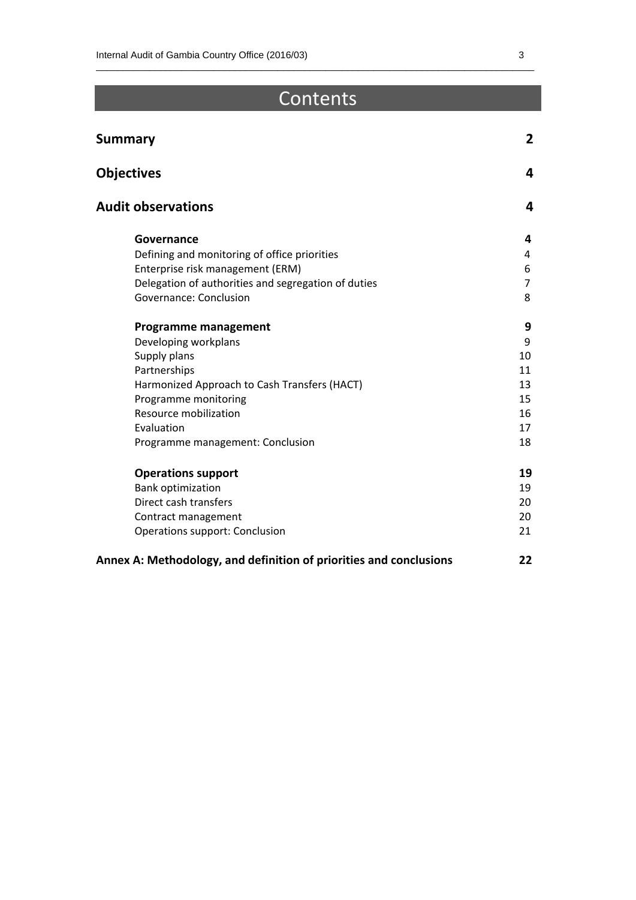# Contents

| | |
|---|---|
| **Summary** | **2** |
| **Objectives** | **4** |
| **Audit observations** | **4** |
| **Governance** | **4** |
| Defining and monitoring of office priorities | 4 |
| Enterprise risk management (ERM) | 6 |
| Delegation of authorities and segregation of duties | 7 |
| Governance: Conclusion | 8 |
| **Programme management** | **9** |
| Developing workplans | 9 |
| Supply plans | 10 |
| Partnerships | 11 |
| Harmonized Approach to Cash Transfers (HACT) | 13 |
| Programme monitoring | 15 |
| Resource mobilization | 16 |
| Evaluation | 17 |
| Programme management: Conclusion | 18 |
| **Operations support** | **19** |
| Bank optimization | 19 |
| Direct cash transfers | 20 |
| Contract management | 20 |
| Operations support: Conclusion | 21 |
| **Annex A: Methodology, and definition of priorities and conclusions** | **22** |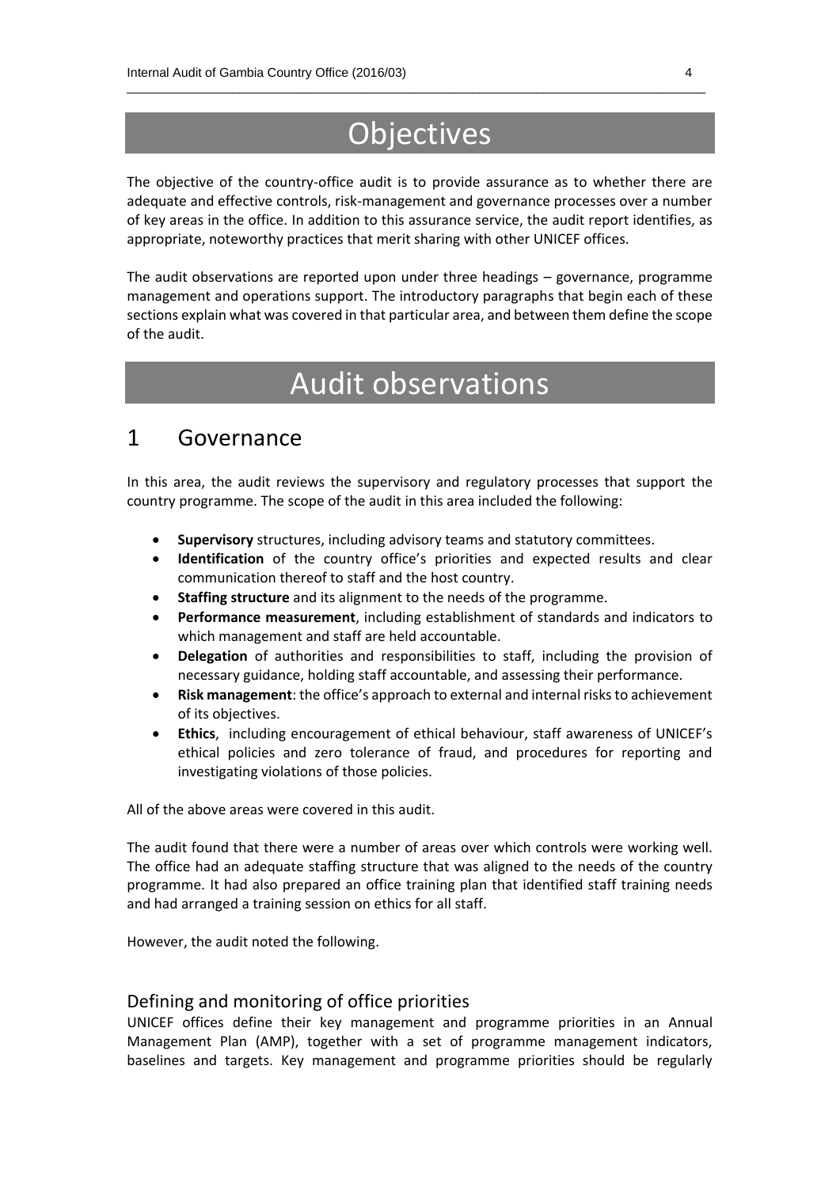# Objectives

The objective of the country-office audit is to provide assurance as to whether there are adequate and effective controls, risk-management and governance processes over a number of key areas in the office. In addition to this assurance service, the audit report identifies, as appropriate, noteworthy practices that merit sharing with other UNICEF offices.

The audit observations are reported upon under three headings – governance, programme management and operations support. The introductory paragraphs that begin each of these sections explain what was covered in that particular area, and between them define the scope of the audit.

# Audit observations

## 1 Governance

In this area, the audit reviews the supervisory and regulatory processes that support the country programme. The scope of the audit in this area included the following:

- **Supervisory** structures, including advisory teams and statutory committees.
- **Identification** of the country office's priorities and expected results and clear communication thereof to staff and the host country.
- **Staffing structure** and its alignment to the needs of the programme.
- **Performance measurement**, including establishment of standards and indicators to which management and staff are held accountable.
- **Delegation** of authorities and responsibilities to staff, including the provision of necessary guidance, holding staff accountable, and assessing their performance.
- **Risk management**: the office's approach to external and internal risks to achievement of its objectives.
- **Ethics**, including encouragement of ethical behaviour, staff awareness of UNICEF's ethical policies and zero tolerance of fraud, and procedures for reporting and investigating violations of those policies.

All of the above areas were covered in this audit.

The audit found that there were a number of areas over which controls were working well. The office had an adequate staffing structure that was aligned to the needs of the country programme. It had also prepared an office training plan that identified staff training needs and had arranged a training session on ethics for all staff.

However, the audit noted the following.

### Defining and monitoring of office priorities

UNICEF offices define their key management and programme priorities in an Annual Management Plan (AMP), together with a set of programme management indicators, baselines and targets. Key management and programme priorities should be regularly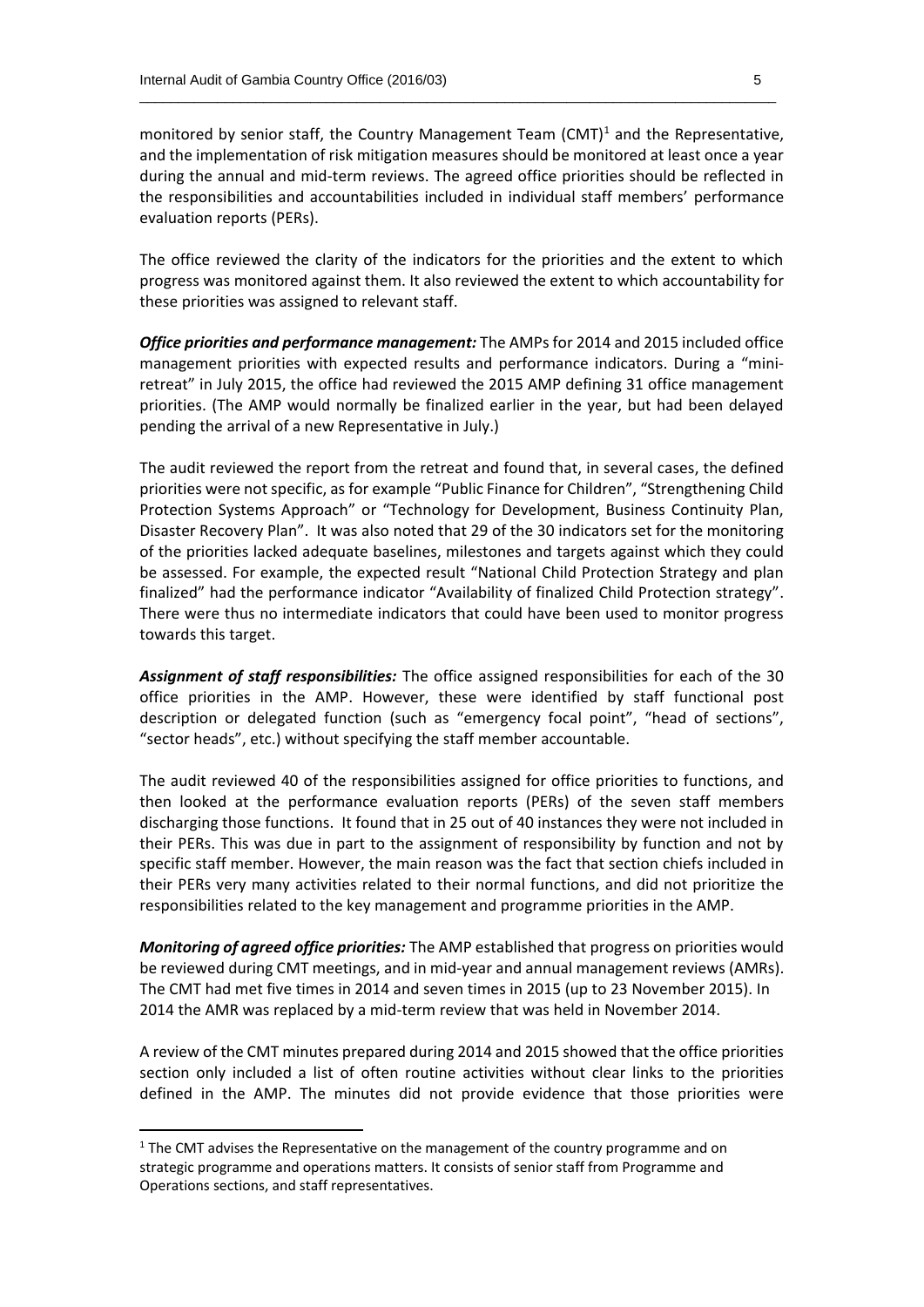monitored by senior staff, the Country Management Team (CMT)[1] and the Representative, and the implementation of risk mitigation measures should be monitored at least once a year during the annual and mid-term reviews. The agreed office priorities should be reflected in the responsibilities and accountabilities included in individual staff members' performance evaluation reports (PERs).

The office reviewed the clarity of the indicators for the priorities and the extent to which progress was monitored against them. It also reviewed the extent to which accountability for these priorities was assigned to relevant staff.

***Office priorities and performance management:*** The AMPs for 2014 and 2015 included office management priorities with expected results and performance indicators. During a "mini-retreat" in July 2015, the office had reviewed the 2015 AMP defining 31 office management priorities. (The AMP would normally be finalized earlier in the year, but had been delayed pending the arrival of a new Representative in July.)

The audit reviewed the report from the retreat and found that, in several cases, the defined priorities were not specific, as for example "Public Finance for Children", "Strengthening Child Protection Systems Approach" or "Technology for Development, Business Continuity Plan, Disaster Recovery Plan". It was also noted that 29 of the 30 indicators set for the monitoring of the priorities lacked adequate baselines, milestones and targets against which they could be assessed. For example, the expected result "National Child Protection Strategy and plan finalized" had the performance indicator "Availability of finalized Child Protection strategy". There were thus no intermediate indicators that could have been used to monitor progress towards this target.

***Assignment of staff responsibilities:*** The office assigned responsibilities for each of the 30 office priorities in the AMP. However, these were identified by staff functional post description or delegated function (such as "emergency focal point", "head of sections", "sector heads", etc.) without specifying the staff member accountable.

The audit reviewed 40 of the responsibilities assigned for office priorities to functions, and then looked at the performance evaluation reports (PERs) of the seven staff members discharging those functions. It found that in 25 out of 40 instances they were not included in their PERs. This was due in part to the assignment of responsibility by function and not by specific staff member. However, the main reason was the fact that section chiefs included in their PERs very many activities related to their normal functions, and did not prioritize the responsibilities related to the key management and programme priorities in the AMP.

***Monitoring of agreed office priorities:*** The AMP established that progress on priorities would be reviewed during CMT meetings, and in mid-year and annual management reviews (AMRs). The CMT had met five times in 2014 and seven times in 2015 (up to 23 November 2015). In 2014 the AMR was replaced by a mid-term review that was held in November 2014.

A review of the CMT minutes prepared during 2014 and 2015 showed that the office priorities section only included a list of often routine activities without clear links to the priorities defined in the AMP. The minutes did not provide evidence that those priorities were

[1] The CMT advises the Representative on the management of the country programme and on strategic programme and operations matters. It consists of senior staff from Programme and Operations sections, and staff representatives.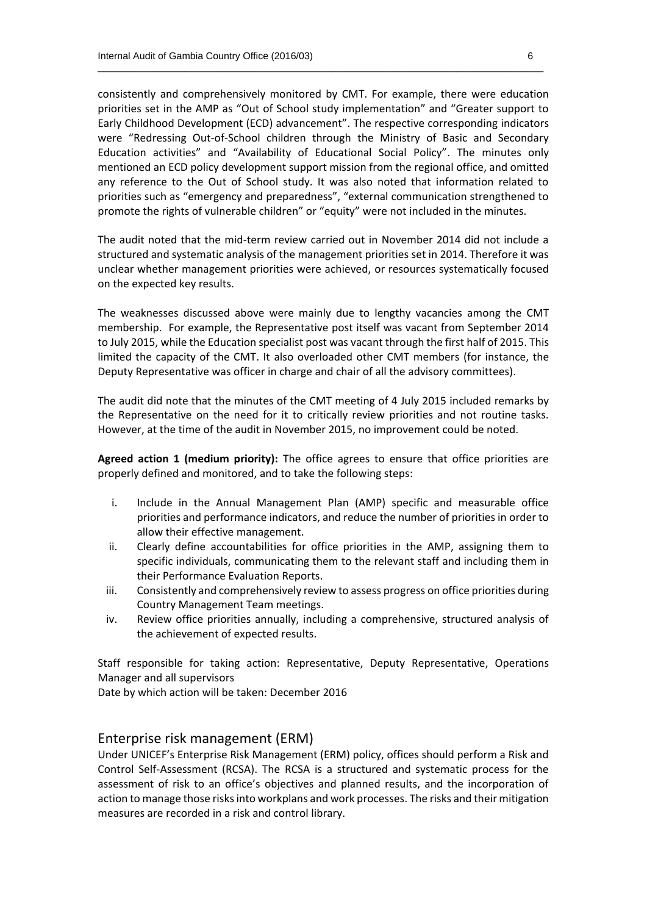consistently and comprehensively monitored by CMT. For example, there were education priorities set in the AMP as "Out of School study implementation" and "Greater support to Early Childhood Development (ECD) advancement". The respective corresponding indicators were "Redressing Out-of-School children through the Ministry of Basic and Secondary Education activities" and "Availability of Educational Social Policy". The minutes only mentioned an ECD policy development support mission from the regional office, and omitted any reference to the Out of School study. It was also noted that information related to priorities such as "emergency and preparedness", "external communication strengthened to promote the rights of vulnerable children" or "equity" were not included in the minutes.

The audit noted that the mid-term review carried out in November 2014 did not include a structured and systematic analysis of the management priorities set in 2014. Therefore it was unclear whether management priorities were achieved, or resources systematically focused on the expected key results.

The weaknesses discussed above were mainly due to lengthy vacancies among the CMT membership. For example, the Representative post itself was vacant from September 2014 to July 2015, while the Education specialist post was vacant through the first half of 2015. This limited the capacity of the CMT. It also overloaded other CMT members (for instance, the Deputy Representative was officer in charge and chair of all the advisory committees).

The audit did note that the minutes of the CMT meeting of 4 July 2015 included remarks by the Representative on the need for it to critically review priorities and not routine tasks. However, at the time of the audit in November 2015, no improvement could be noted.

**Agreed action 1 (medium priority):** The office agrees to ensure that office priorities are properly defined and monitored, and to take the following steps:

i. Include in the Annual Management Plan (AMP) specific and measurable office priorities and performance indicators, and reduce the number of priorities in order to allow their effective management.
ii. Clearly define accountabilities for office priorities in the AMP, assigning them to specific individuals, communicating them to the relevant staff and including them in their Performance Evaluation Reports.
iii. Consistently and comprehensively review to assess progress on office priorities during Country Management Team meetings.
iv. Review office priorities annually, including a comprehensive, structured analysis of the achievement of expected results.

Staff responsible for taking action: Representative, Deputy Representative, Operations Manager and all supervisors
Date by which action will be taken: December 2016

## Enterprise risk management (ERM)

Under UNICEF's Enterprise Risk Management (ERM) policy, offices should perform a Risk and Control Self-Assessment (RCSA). The RCSA is a structured and systematic process for the assessment of risk to an office's objectives and planned results, and the incorporation of action to manage those risks into workplans and work processes. The risks and their mitigation measures are recorded in a risk and control library.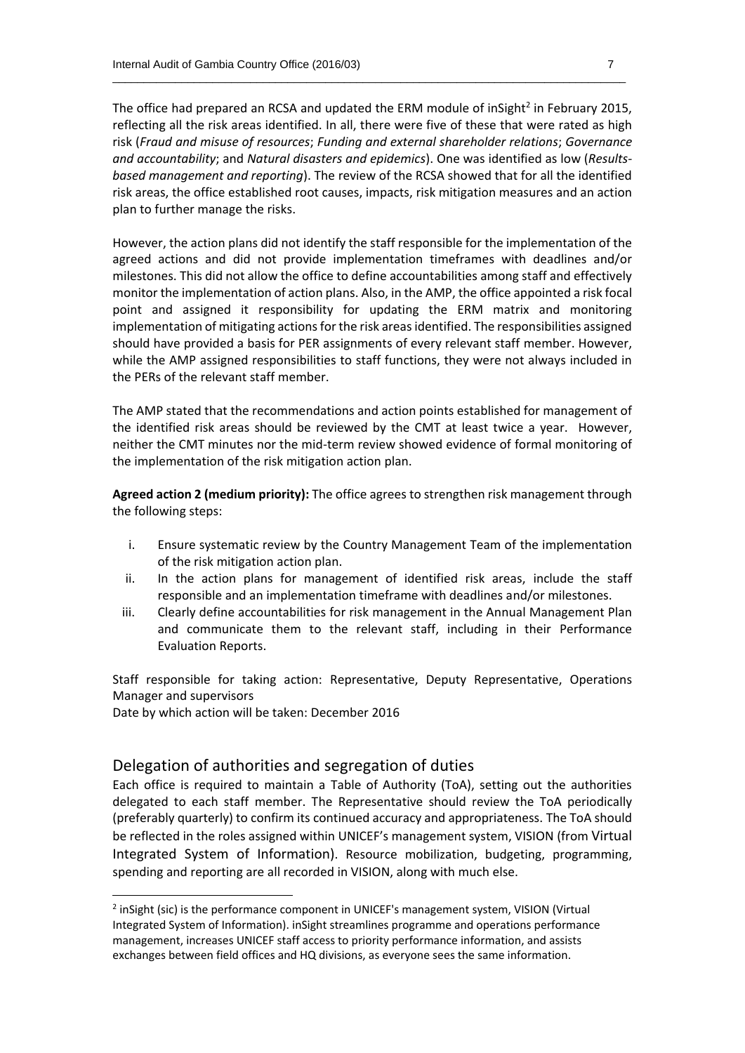The office had prepared an RCSA and updated the ERM module of inSight[2] in February 2015, reflecting all the risk areas identified. In all, there were five of these that were rated as high risk (*Fraud and misuse of resources*; *Funding and external shareholder relations*; *Governance and accountability*; and *Natural disasters and epidemics*). One was identified as low (*Results-based management and reporting*). The review of the RCSA showed that for all the identified risk areas, the office established root causes, impacts, risk mitigation measures and an action plan to further manage the risks.

However, the action plans did not identify the staff responsible for the implementation of the agreed actions and did not provide implementation timeframes with deadlines and/or milestones. This did not allow the office to define accountabilities among staff and effectively monitor the implementation of action plans. Also, in the AMP, the office appointed a risk focal point and assigned it responsibility for updating the ERM matrix and monitoring implementation of mitigating actions for the risk areas identified. The responsibilities assigned should have provided a basis for PER assignments of every relevant staff member. However, while the AMP assigned responsibilities to staff functions, they were not always included in the PERs of the relevant staff member.

The AMP stated that the recommendations and action points established for management of the identified risk areas should be reviewed by the CMT at least twice a year. However, neither the CMT minutes nor the mid-term review showed evidence of formal monitoring of the implementation of the risk mitigation action plan.

**Agreed action 2 (medium priority):** The office agrees to strengthen risk management through the following steps:

i. Ensure systematic review by the Country Management Team of the implementation of the risk mitigation action plan.
ii. In the action plans for management of identified risk areas, include the staff responsible and an implementation timeframe with deadlines and/or milestones.
iii. Clearly define accountabilities for risk management in the Annual Management Plan and communicate them to the relevant staff, including in their Performance Evaluation Reports.

Staff responsible for taking action: Representative, Deputy Representative, Operations Manager and supervisors
Date by which action will be taken: December 2016

## Delegation of authorities and segregation of duties

Each office is required to maintain a Table of Authority (ToA), setting out the authorities delegated to each staff member. The Representative should review the ToA periodically (preferably quarterly) to confirm its continued accuracy and appropriateness. The ToA should be reflected in the roles assigned within UNICEF's management system, VISION (from Virtual Integrated System of Information). Resource mobilization, budgeting, programming, spending and reporting are all recorded in VISION, along with much else.

[2] inSight (sic) is the performance component in UNICEF's management system, VISION (Virtual Integrated System of Information). inSight streamlines programme and operations performance management, increases UNICEF staff access to priority performance information, and assists exchanges between field offices and HQ divisions, as everyone sees the same information.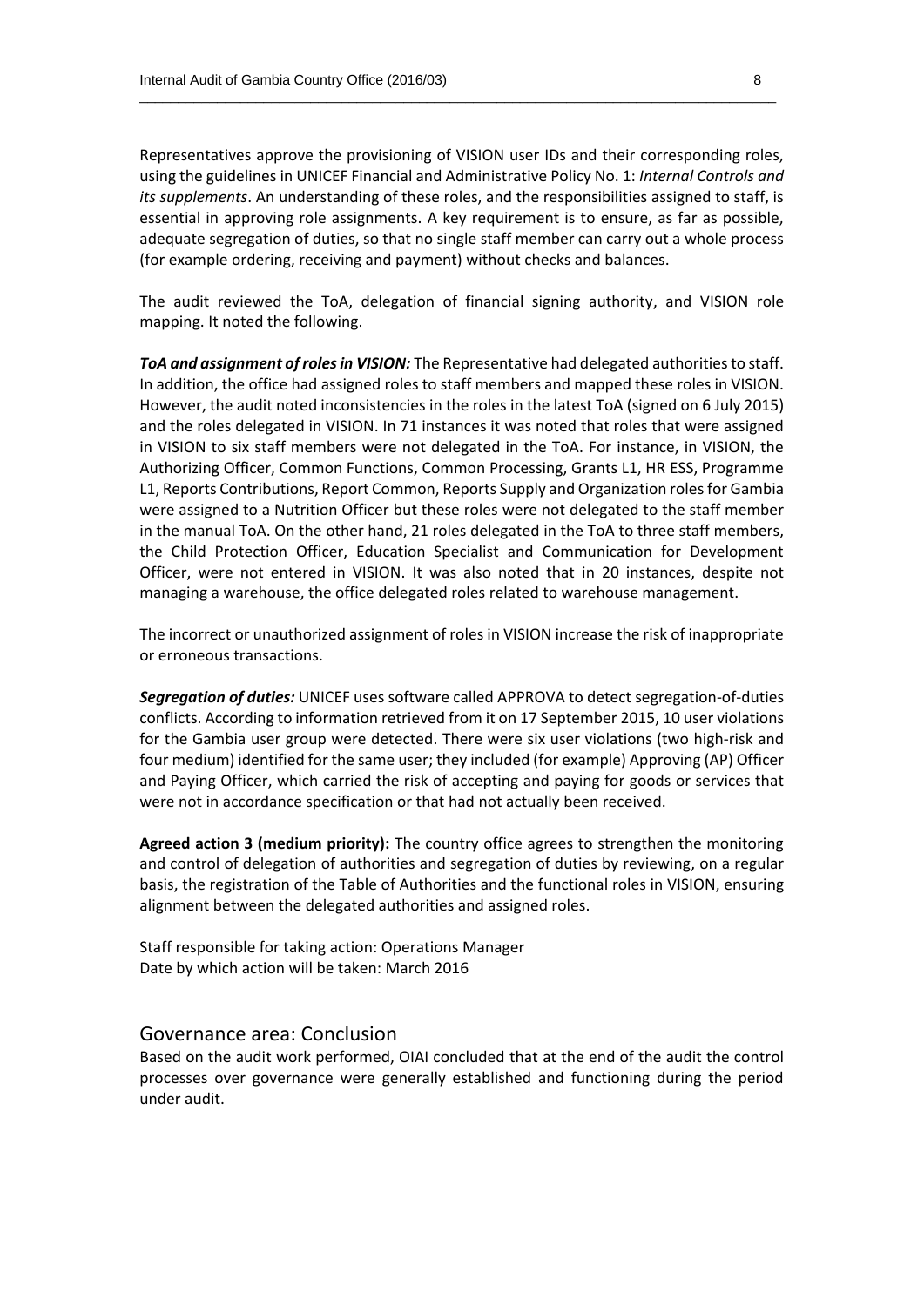Representatives approve the provisioning of VISION user IDs and their corresponding roles, using the guidelines in UNICEF Financial and Administrative Policy No. 1: *Internal Controls and its supplements*. An understanding of these roles, and the responsibilities assigned to staff, is essential in approving role assignments. A key requirement is to ensure, as far as possible, adequate segregation of duties, so that no single staff member can carry out a whole process (for example ordering, receiving and payment) without checks and balances.

The audit reviewed the ToA, delegation of financial signing authority, and VISION role mapping. It noted the following.

***ToA and assignment of roles in VISION:*** The Representative had delegated authorities to staff. In addition, the office had assigned roles to staff members and mapped these roles in VISION. However, the audit noted inconsistencies in the roles in the latest ToA (signed on 6 July 2015) and the roles delegated in VISION. In 71 instances it was noted that roles that were assigned in VISION to six staff members were not delegated in the ToA. For instance, in VISION, the Authorizing Officer, Common Functions, Common Processing, Grants L1, HR ESS, Programme L1, Reports Contributions, Report Common, Reports Supply and Organization roles for Gambia were assigned to a Nutrition Officer but these roles were not delegated to the staff member in the manual ToA. On the other hand, 21 roles delegated in the ToA to three staff members, the Child Protection Officer, Education Specialist and Communication for Development Officer, were not entered in VISION. It was also noted that in 20 instances, despite not managing a warehouse, the office delegated roles related to warehouse management.

The incorrect or unauthorized assignment of roles in VISION increase the risk of inappropriate or erroneous transactions.

***Segregation of duties:*** UNICEF uses software called APPROVA to detect segregation-of-duties conflicts. According to information retrieved from it on 17 September 2015, 10 user violations for the Gambia user group were detected. There were six user violations (two high-risk and four medium) identified for the same user; they included (for example) Approving (AP) Officer and Paying Officer, which carried the risk of accepting and paying for goods or services that were not in accordance specification or that had not actually been received.

**Agreed action 3 (medium priority):** The country office agrees to strengthen the monitoring and control of delegation of authorities and segregation of duties by reviewing, on a regular basis, the registration of the Table of Authorities and the functional roles in VISION, ensuring alignment between the delegated authorities and assigned roles.

Staff responsible for taking action: Operations Manager
Date by which action will be taken: March 2016

## Governance area: Conclusion

Based on the audit work performed, OIAI concluded that at the end of the audit the control processes over governance were generally established and functioning during the period under audit.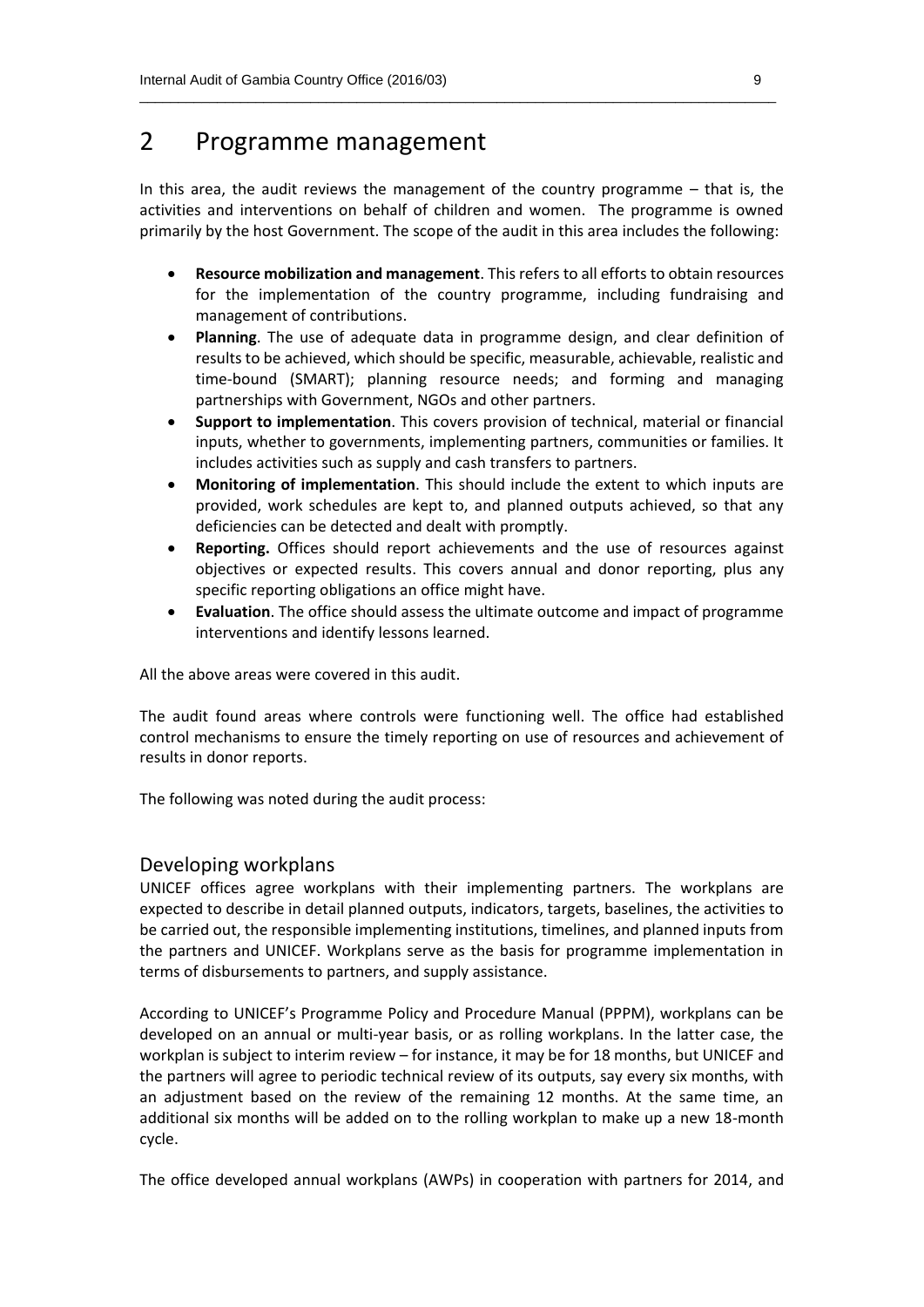# 2 Programme management

In this area, the audit reviews the management of the country programme – that is, the activities and interventions on behalf of children and women. The programme is owned primarily by the host Government. The scope of the audit in this area includes the following:

- **Resource mobilization and management**. This refers to all efforts to obtain resources for the implementation of the country programme, including fundraising and management of contributions.
- **Planning**. The use of adequate data in programme design, and clear definition of results to be achieved, which should be specific, measurable, achievable, realistic and time-bound (SMART); planning resource needs; and forming and managing partnerships with Government, NGOs and other partners.
- **Support to implementation**. This covers provision of technical, material or financial inputs, whether to governments, implementing partners, communities or families. It includes activities such as supply and cash transfers to partners.
- **Monitoring of implementation**. This should include the extent to which inputs are provided, work schedules are kept to, and planned outputs achieved, so that any deficiencies can be detected and dealt with promptly.
- **Reporting.** Offices should report achievements and the use of resources against objectives or expected results. This covers annual and donor reporting, plus any specific reporting obligations an office might have.
- **Evaluation**. The office should assess the ultimate outcome and impact of programme interventions and identify lessons learned.

All the above areas were covered in this audit.

The audit found areas where controls were functioning well. The office had established control mechanisms to ensure the timely reporting on use of resources and achievement of results in donor reports.

The following was noted during the audit process:

## Developing workplans

UNICEF offices agree workplans with their implementing partners. The workplans are expected to describe in detail planned outputs, indicators, targets, baselines, the activities to be carried out, the responsible implementing institutions, timelines, and planned inputs from the partners and UNICEF. Workplans serve as the basis for programme implementation in terms of disbursements to partners, and supply assistance.

According to UNICEF's Programme Policy and Procedure Manual (PPPM), workplans can be developed on an annual or multi-year basis, or as rolling workplans. In the latter case, the workplan is subject to interim review – for instance, it may be for 18 months, but UNICEF and the partners will agree to periodic technical review of its outputs, say every six months, with an adjustment based on the review of the remaining 12 months. At the same time, an additional six months will be added on to the rolling workplan to make up a new 18-month cycle.

The office developed annual workplans (AWPs) in cooperation with partners for 2014, and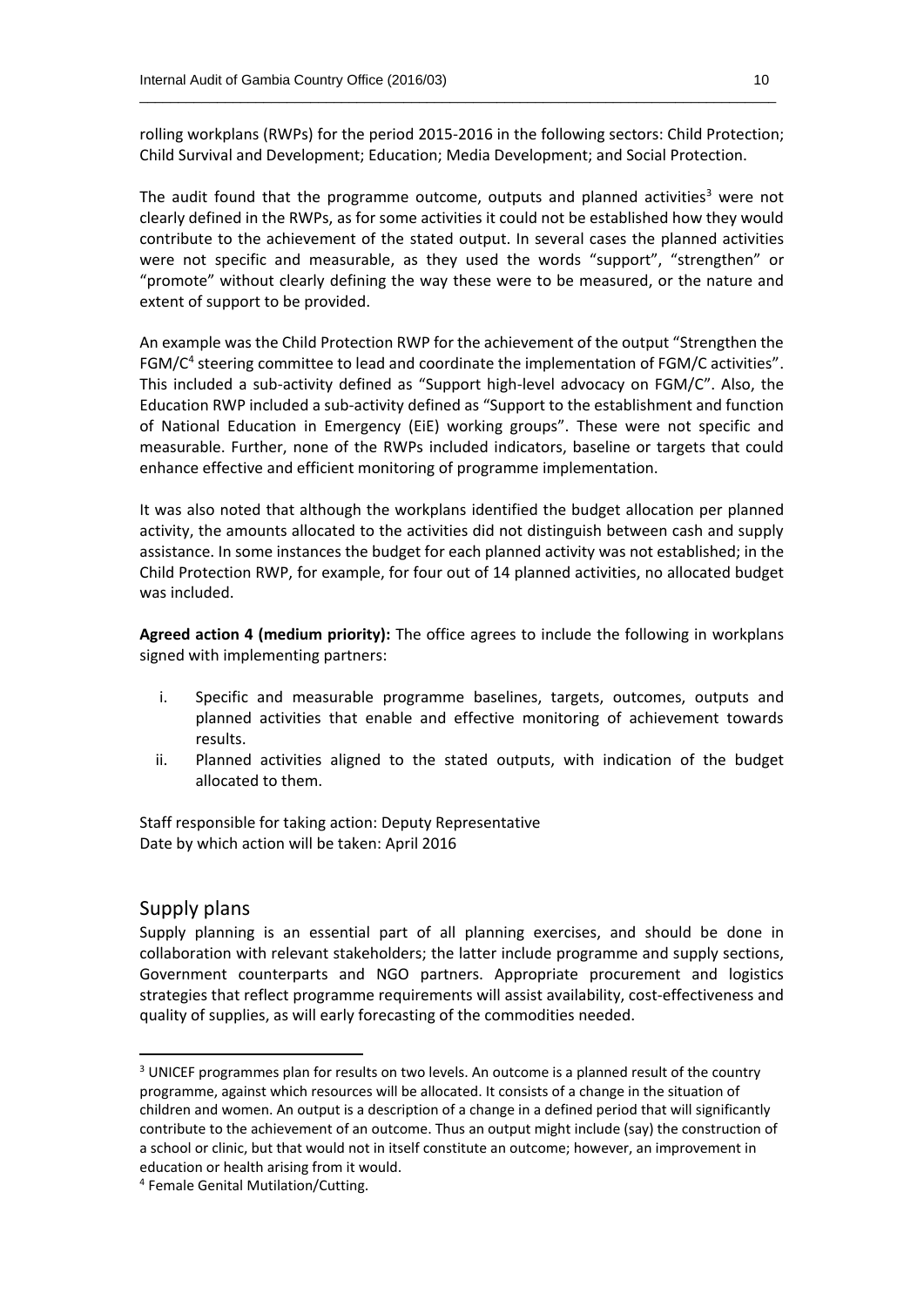rolling workplans (RWPs) for the period 2015-2016 in the following sectors: Child Protection; Child Survival and Development; Education; Media Development; and Social Protection.

The audit found that the programme outcome, outputs and planned activities[3] were not clearly defined in the RWPs, as for some activities it could not be established how they would contribute to the achievement of the stated output. In several cases the planned activities were not specific and measurable, as they used the words "support", "strengthen" or "promote" without clearly defining the way these were to be measured, or the nature and extent of support to be provided.

An example was the Child Protection RWP for the achievement of the output "Strengthen the FGM/C[4] steering committee to lead and coordinate the implementation of FGM/C activities". This included a sub-activity defined as "Support high-level advocacy on FGM/C". Also, the Education RWP included a sub-activity defined as "Support to the establishment and function of National Education in Emergency (EiE) working groups". These were not specific and measurable. Further, none of the RWPs included indicators, baseline or targets that could enhance effective and efficient monitoring of programme implementation.

It was also noted that although the workplans identified the budget allocation per planned activity, the amounts allocated to the activities did not distinguish between cash and supply assistance. In some instances the budget for each planned activity was not established; in the Child Protection RWP, for example, for four out of 14 planned activities, no allocated budget was included.

**Agreed action 4 (medium priority):** The office agrees to include the following in workplans signed with implementing partners:

i. Specific and measurable programme baselines, targets, outcomes, outputs and planned activities that enable and effective monitoring of achievement towards results.
ii. Planned activities aligned to the stated outputs, with indication of the budget allocated to them.

Staff responsible for taking action: Deputy Representative
Date by which action will be taken: April 2016

## Supply plans

Supply planning is an essential part of all planning exercises, and should be done in collaboration with relevant stakeholders; the latter include programme and supply sections, Government counterparts and NGO partners. Appropriate procurement and logistics strategies that reflect programme requirements will assist availability, cost-effectiveness and quality of supplies, as will early forecasting of the commodities needed.

---

[3] UNICEF programmes plan for results on two levels. An outcome is a planned result of the country programme, against which resources will be allocated. It consists of a change in the situation of children and women. An output is a description of a change in a defined period that will significantly contribute to the achievement of an outcome. Thus an output might include (say) the construction of a school or clinic, but that would not in itself constitute an outcome; however, an improvement in education or health arising from it would.

[4] Female Genital Mutilation/Cutting.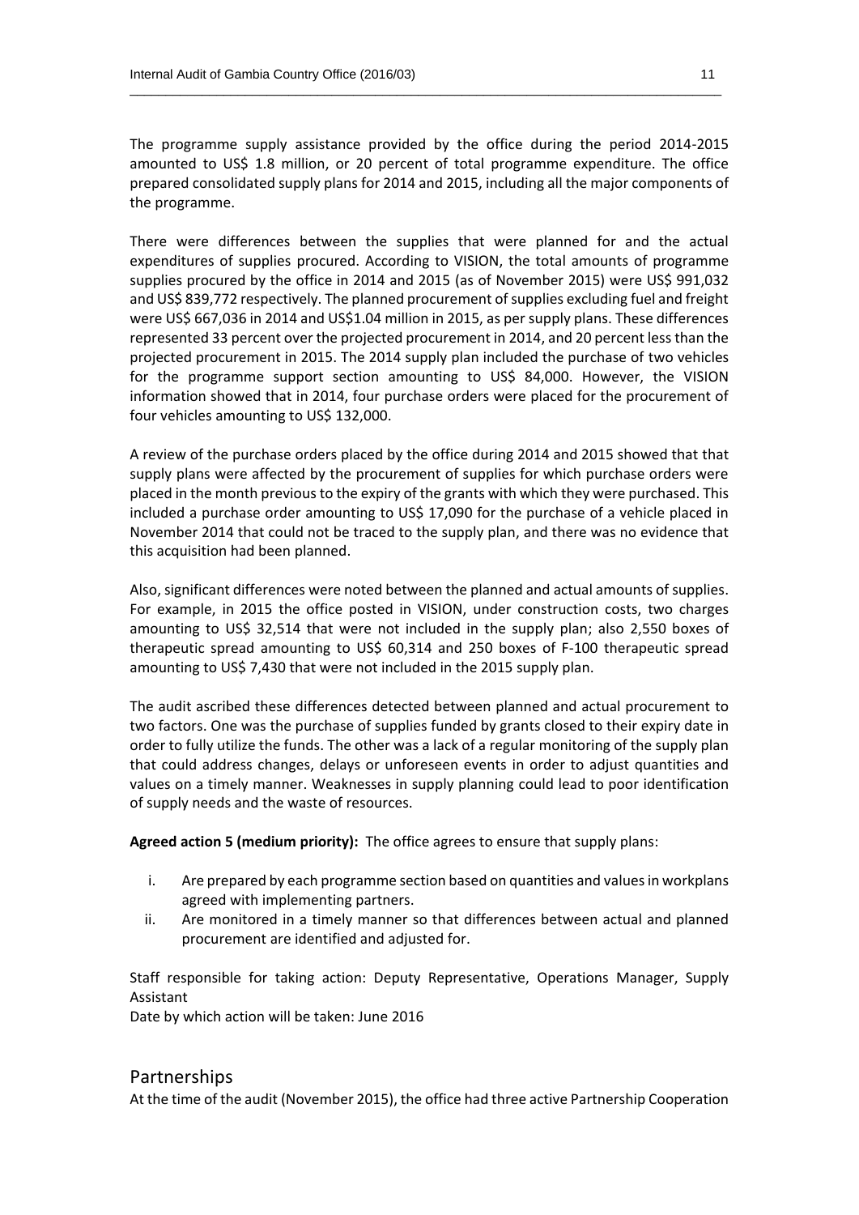The programme supply assistance provided by the office during the period 2014-2015 amounted to US$ 1.8 million, or 20 percent of total programme expenditure. The office prepared consolidated supply plans for 2014 and 2015, including all the major components of the programme.

There were differences between the supplies that were planned for and the actual expenditures of supplies procured. According to VISION, the total amounts of programme supplies procured by the office in 2014 and 2015 (as of November 2015) were US$ 991,032 and US$ 839,772 respectively. The planned procurement of supplies excluding fuel and freight were US$ 667,036 in 2014 and US$1.04 million in 2015, as per supply plans. These differences represented 33 percent over the projected procurement in 2014, and 20 percent less than the projected procurement in 2015. The 2014 supply plan included the purchase of two vehicles for the programme support section amounting to US$ 84,000. However, the VISION information showed that in 2014, four purchase orders were placed for the procurement of four vehicles amounting to US$ 132,000.

A review of the purchase orders placed by the office during 2014 and 2015 showed that that supply plans were affected by the procurement of supplies for which purchase orders were placed in the month previous to the expiry of the grants with which they were purchased. This included a purchase order amounting to US$ 17,090 for the purchase of a vehicle placed in November 2014 that could not be traced to the supply plan, and there was no evidence that this acquisition had been planned.

Also, significant differences were noted between the planned and actual amounts of supplies. For example, in 2015 the office posted in VISION, under construction costs, two charges amounting to US$ 32,514 that were not included in the supply plan; also 2,550 boxes of therapeutic spread amounting to US$ 60,314 and 250 boxes of F-100 therapeutic spread amounting to US$ 7,430 that were not included in the 2015 supply plan.

The audit ascribed these differences detected between planned and actual procurement to two factors. One was the purchase of supplies funded by grants closed to their expiry date in order to fully utilize the funds. The other was a lack of a regular monitoring of the supply plan that could address changes, delays or unforeseen events in order to adjust quantities and values on a timely manner. Weaknesses in supply planning could lead to poor identification of supply needs and the waste of resources.

**Agreed action 5 (medium priority):** The office agrees to ensure that supply plans:

i. Are prepared by each programme section based on quantities and values in workplans agreed with implementing partners.
ii. Are monitored in a timely manner so that differences between actual and planned procurement are identified and adjusted for.

Staff responsible for taking action: Deputy Representative, Operations Manager, Supply Assistant
Date by which action will be taken: June 2016

## Partnerships

At the time of the audit (November 2015), the office had three active Partnership Cooperation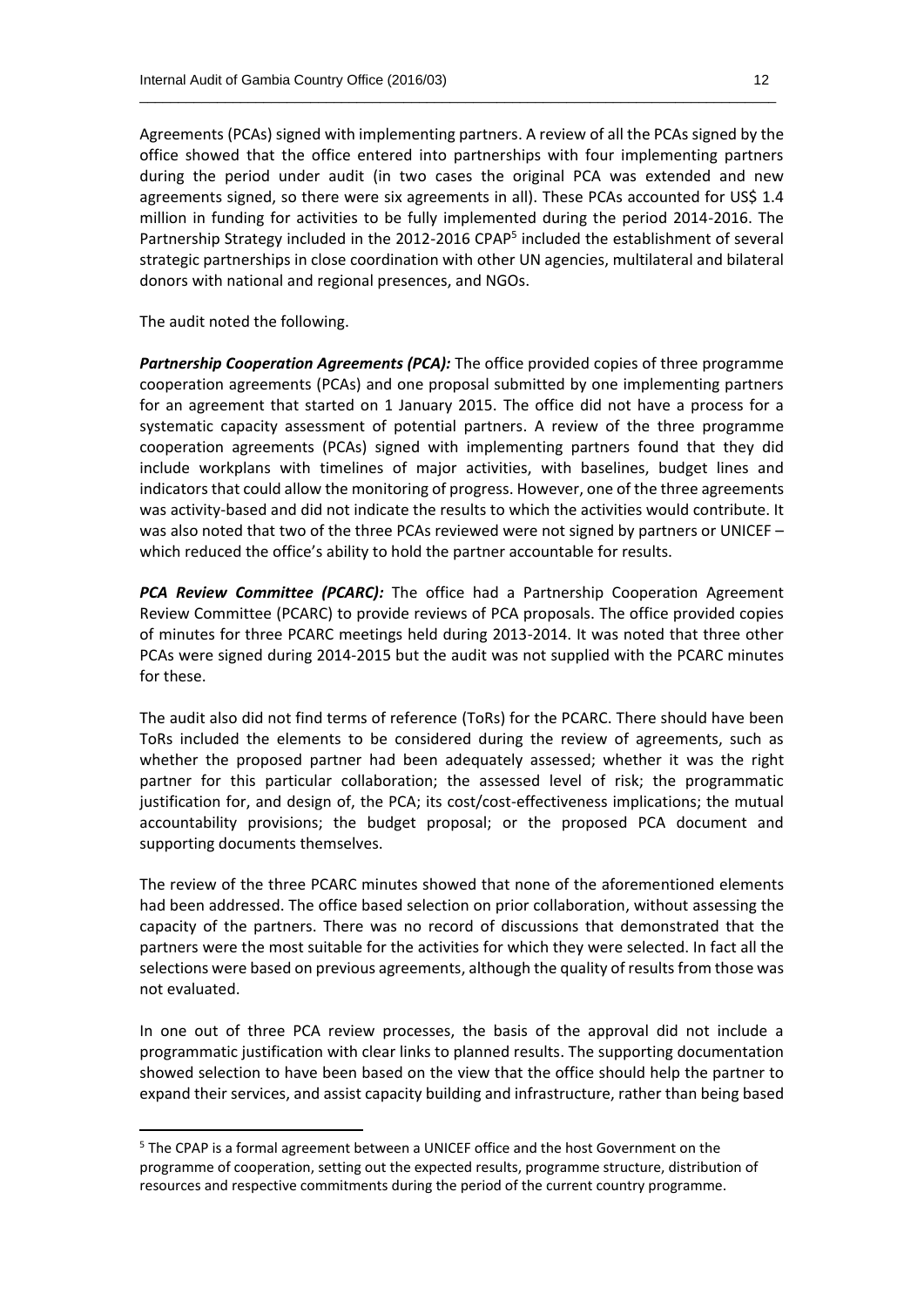Agreements (PCAs) signed with implementing partners. A review of all the PCAs signed by the office showed that the office entered into partnerships with four implementing partners during the period under audit (in two cases the original PCA was extended and new agreements signed, so there were six agreements in all). These PCAs accounted for US$ 1.4 million in funding for activities to be fully implemented during the period 2014-2016. The Partnership Strategy included in the 2012-2016 CPAP[5] included the establishment of several strategic partnerships in close coordination with other UN agencies, multilateral and bilateral donors with national and regional presences, and NGOs.

The audit noted the following.

***Partnership Cooperation Agreements (PCA):*** The office provided copies of three programme cooperation agreements (PCAs) and one proposal submitted by one implementing partners for an agreement that started on 1 January 2015. The office did not have a process for a systematic capacity assessment of potential partners. A review of the three programme cooperation agreements (PCAs) signed with implementing partners found that they did include workplans with timelines of major activities, with baselines, budget lines and indicators that could allow the monitoring of progress. However, one of the three agreements was activity-based and did not indicate the results to which the activities would contribute. It was also noted that two of the three PCAs reviewed were not signed by partners or UNICEF – which reduced the office's ability to hold the partner accountable for results.

***PCA Review Committee (PCARC):*** The office had a Partnership Cooperation Agreement Review Committee (PCARC) to provide reviews of PCA proposals. The office provided copies of minutes for three PCARC meetings held during 2013-2014. It was noted that three other PCAs were signed during 2014-2015 but the audit was not supplied with the PCARC minutes for these.

The audit also did not find terms of reference (ToRs) for the PCARC. There should have been ToRs included the elements to be considered during the review of agreements, such as whether the proposed partner had been adequately assessed; whether it was the right partner for this particular collaboration; the assessed level of risk; the programmatic justification for, and design of, the PCA; its cost/cost-effectiveness implications; the mutual accountability provisions; the budget proposal; or the proposed PCA document and supporting documents themselves.

The review of the three PCARC minutes showed that none of the aforementioned elements had been addressed. The office based selection on prior collaboration, without assessing the capacity of the partners. There was no record of discussions that demonstrated that the partners were the most suitable for the activities for which they were selected. In fact all the selections were based on previous agreements, although the quality of results from those was not evaluated.

In one out of three PCA review processes, the basis of the approval did not include a programmatic justification with clear links to planned results. The supporting documentation showed selection to have been based on the view that the office should help the partner to expand their services, and assist capacity building and infrastructure, rather than being based

[5] The CPAP is a formal agreement between a UNICEF office and the host Government on the programme of cooperation, setting out the expected results, programme structure, distribution of resources and respective commitments during the period of the current country programme.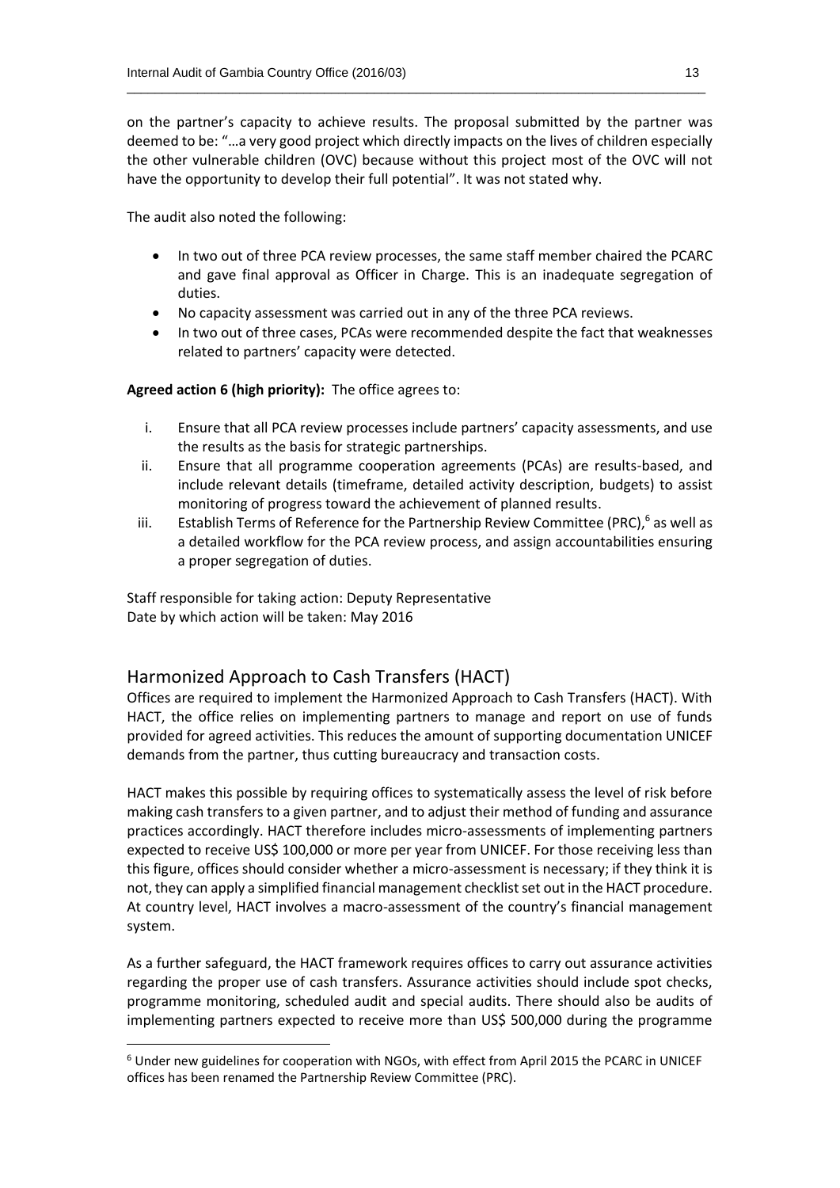on the partner's capacity to achieve results. The proposal submitted by the partner was deemed to be: "…a very good project which directly impacts on the lives of children especially the other vulnerable children (OVC) because without this project most of the OVC will not have the opportunity to develop their full potential". It was not stated why.

The audit also noted the following:

- In two out of three PCA review processes, the same staff member chaired the PCARC and gave final approval as Officer in Charge. This is an inadequate segregation of duties.
- No capacity assessment was carried out in any of the three PCA reviews.
- In two out of three cases, PCAs were recommended despite the fact that weaknesses related to partners' capacity were detected.

**Agreed action 6 (high priority):** The office agrees to:

i. Ensure that all PCA review processes include partners' capacity assessments, and use the results as the basis for strategic partnerships.
ii. Ensure that all programme cooperation agreements (PCAs) are results-based, and include relevant details (timeframe, detailed activity description, budgets) to assist monitoring of progress toward the achievement of planned results.
iii. Establish Terms of Reference for the Partnership Review Committee (PRC),[6] as well as a detailed workflow for the PCA review process, and assign accountabilities ensuring a proper segregation of duties.

Staff responsible for taking action: Deputy Representative
Date by which action will be taken: May 2016

## Harmonized Approach to Cash Transfers (HACT)

Offices are required to implement the Harmonized Approach to Cash Transfers (HACT). With HACT, the office relies on implementing partners to manage and report on use of funds provided for agreed activities. This reduces the amount of supporting documentation UNICEF demands from the partner, thus cutting bureaucracy and transaction costs.

HACT makes this possible by requiring offices to systematically assess the level of risk before making cash transfers to a given partner, and to adjust their method of funding and assurance practices accordingly. HACT therefore includes micro-assessments of implementing partners expected to receive US$ 100,000 or more per year from UNICEF. For those receiving less than this figure, offices should consider whether a micro-assessment is necessary; if they think it is not, they can apply a simplified financial management checklist set out in the HACT procedure. At country level, HACT involves a macro-assessment of the country's financial management system.

As a further safeguard, the HACT framework requires offices to carry out assurance activities regarding the proper use of cash transfers. Assurance activities should include spot checks, programme monitoring, scheduled audit and special audits. There should also be audits of implementing partners expected to receive more than US$ 500,000 during the programme

[6] Under new guidelines for cooperation with NGOs, with effect from April 2015 the PCARC in UNICEF offices has been renamed the Partnership Review Committee (PRC).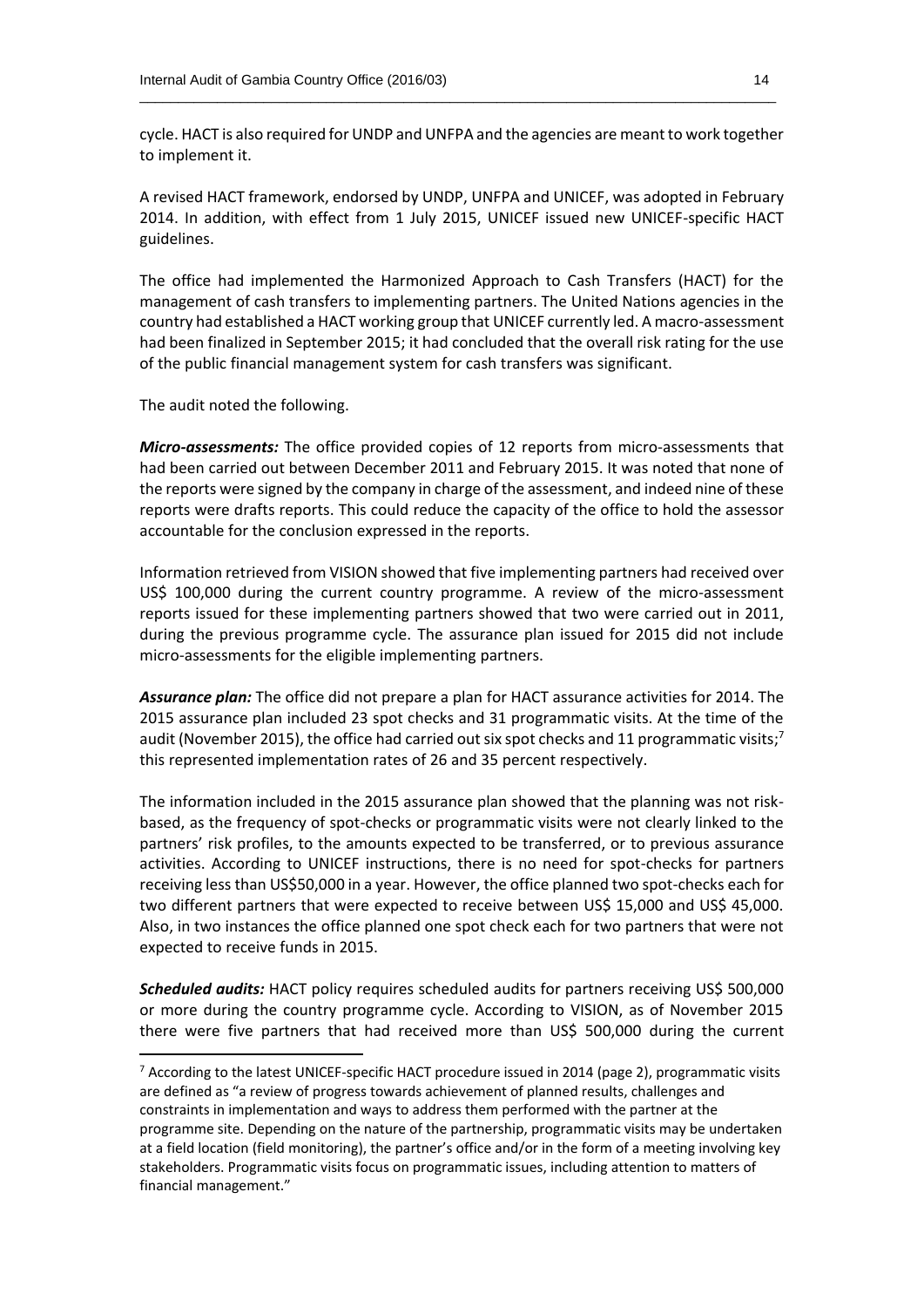cycle. HACT is also required for UNDP and UNFPA and the agencies are meant to work together to implement it.

A revised HACT framework, endorsed by UNDP, UNFPA and UNICEF, was adopted in February 2014. In addition, with effect from 1 July 2015, UNICEF issued new UNICEF-specific HACT guidelines.

The office had implemented the Harmonized Approach to Cash Transfers (HACT) for the management of cash transfers to implementing partners. The United Nations agencies in the country had established a HACT working group that UNICEF currently led. A macro-assessment had been finalized in September 2015; it had concluded that the overall risk rating for the use of the public financial management system for cash transfers was significant.

The audit noted the following.

***Micro-assessments:*** The office provided copies of 12 reports from micro-assessments that had been carried out between December 2011 and February 2015. It was noted that none of the reports were signed by the company in charge of the assessment, and indeed nine of these reports were drafts reports. This could reduce the capacity of the office to hold the assessor accountable for the conclusion expressed in the reports.

Information retrieved from VISION showed that five implementing partners had received over US$ 100,000 during the current country programme. A review of the micro-assessment reports issued for these implementing partners showed that two were carried out in 2011, during the previous programme cycle. The assurance plan issued for 2015 did not include micro-assessments for the eligible implementing partners.

***Assurance plan:*** The office did not prepare a plan for HACT assurance activities for 2014. The 2015 assurance plan included 23 spot checks and 31 programmatic visits. At the time of the audit (November 2015), the office had carried out six spot checks and 11 programmatic visits;[7] this represented implementation rates of 26 and 35 percent respectively.

The information included in the 2015 assurance plan showed that the planning was not risk-based, as the frequency of spot-checks or programmatic visits were not clearly linked to the partners' risk profiles, to the amounts expected to be transferred, or to previous assurance activities. According to UNICEF instructions, there is no need for spot-checks for partners receiving less than US$50,000 in a year. However, the office planned two spot-checks each for two different partners that were expected to receive between US$ 15,000 and US$ 45,000. Also, in two instances the office planned one spot check each for two partners that were not expected to receive funds in 2015.

***Scheduled audits:*** HACT policy requires scheduled audits for partners receiving US$ 500,000 or more during the country programme cycle. According to VISION, as of November 2015 there were five partners that had received more than US$ 500,000 during the current

---

[7] According to the latest UNICEF-specific HACT procedure issued in 2014 (page 2), programmatic visits are defined as "a review of progress towards achievement of planned results, challenges and constraints in implementation and ways to address them performed with the partner at the programme site. Depending on the nature of the partnership, programmatic visits may be undertaken at a field location (field monitoring), the partner's office and/or in the form of a meeting involving key stakeholders. Programmatic visits focus on programmatic issues, including attention to matters of financial management."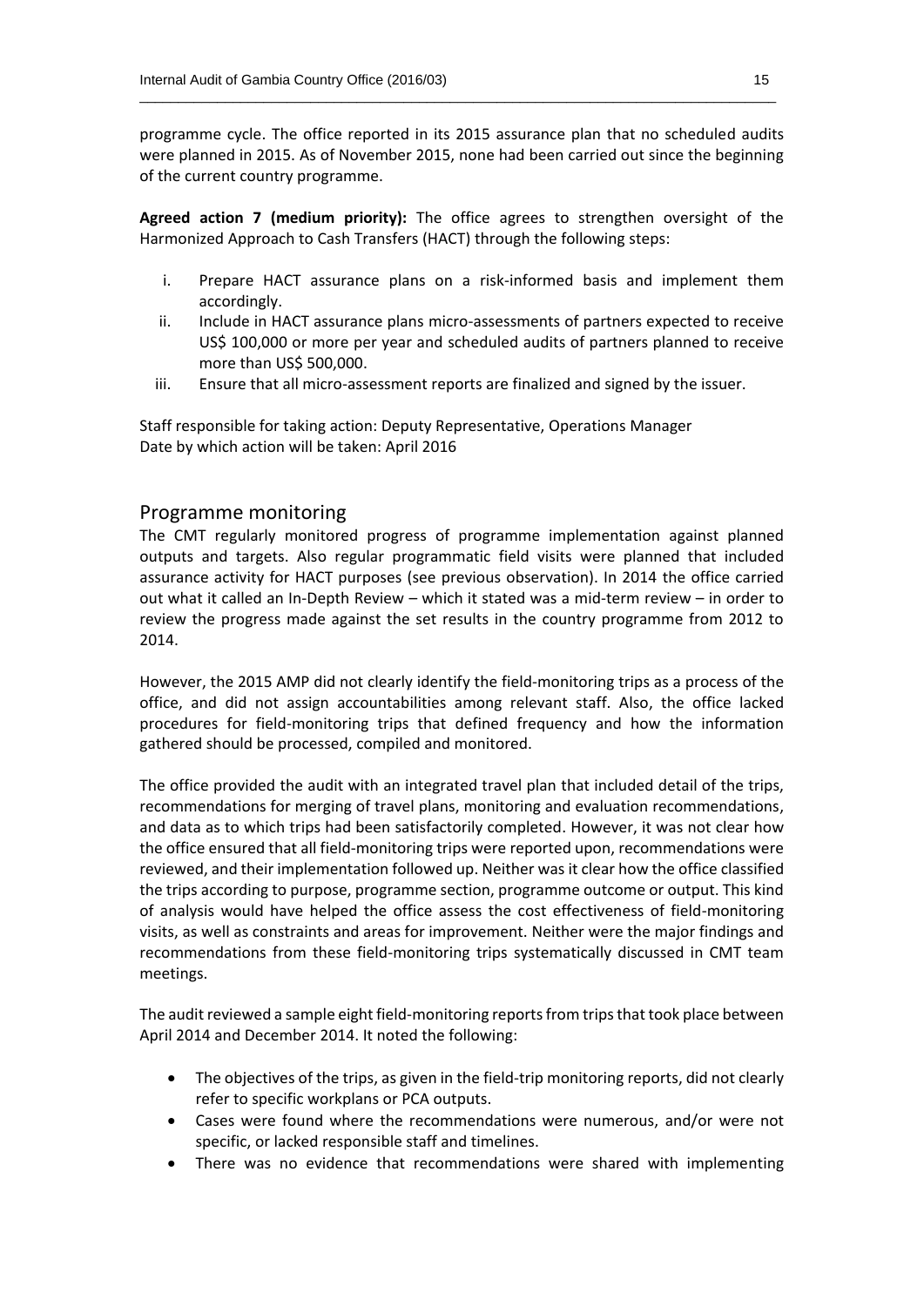programme cycle. The office reported in its 2015 assurance plan that no scheduled audits were planned in 2015. As of November 2015, none had been carried out since the beginning of the current country programme.

**Agreed action 7 (medium priority):** The office agrees to strengthen oversight of the Harmonized Approach to Cash Transfers (HACT) through the following steps:

i. Prepare HACT assurance plans on a risk-informed basis and implement them accordingly.
ii. Include in HACT assurance plans micro-assessments of partners expected to receive US$ 100,000 or more per year and scheduled audits of partners planned to receive more than US$ 500,000.
iii. Ensure that all micro-assessment reports are finalized and signed by the issuer.

Staff responsible for taking action: Deputy Representative, Operations Manager
Date by which action will be taken: April 2016

## Programme monitoring

The CMT regularly monitored progress of programme implementation against planned outputs and targets. Also regular programmatic field visits were planned that included assurance activity for HACT purposes (see previous observation). In 2014 the office carried out what it called an In-Depth Review – which it stated was a mid-term review – in order to review the progress made against the set results in the country programme from 2012 to 2014.

However, the 2015 AMP did not clearly identify the field-monitoring trips as a process of the office, and did not assign accountabilities among relevant staff. Also, the office lacked procedures for field-monitoring trips that defined frequency and how the information gathered should be processed, compiled and monitored.

The office provided the audit with an integrated travel plan that included detail of the trips, recommendations for merging of travel plans, monitoring and evaluation recommendations, and data as to which trips had been satisfactorily completed. However, it was not clear how the office ensured that all field-monitoring trips were reported upon, recommendations were reviewed, and their implementation followed up. Neither was it clear how the office classified the trips according to purpose, programme section, programme outcome or output. This kind of analysis would have helped the office assess the cost effectiveness of field-monitoring visits, as well as constraints and areas for improvement. Neither were the major findings and recommendations from these field-monitoring trips systematically discussed in CMT team meetings.

The audit reviewed a sample eight field-monitoring reports from trips that took place between April 2014 and December 2014. It noted the following:

- The objectives of the trips, as given in the field-trip monitoring reports, did not clearly refer to specific workplans or PCA outputs.
- Cases were found where the recommendations were numerous, and/or were not specific, or lacked responsible staff and timelines.
- There was no evidence that recommendations were shared with implementing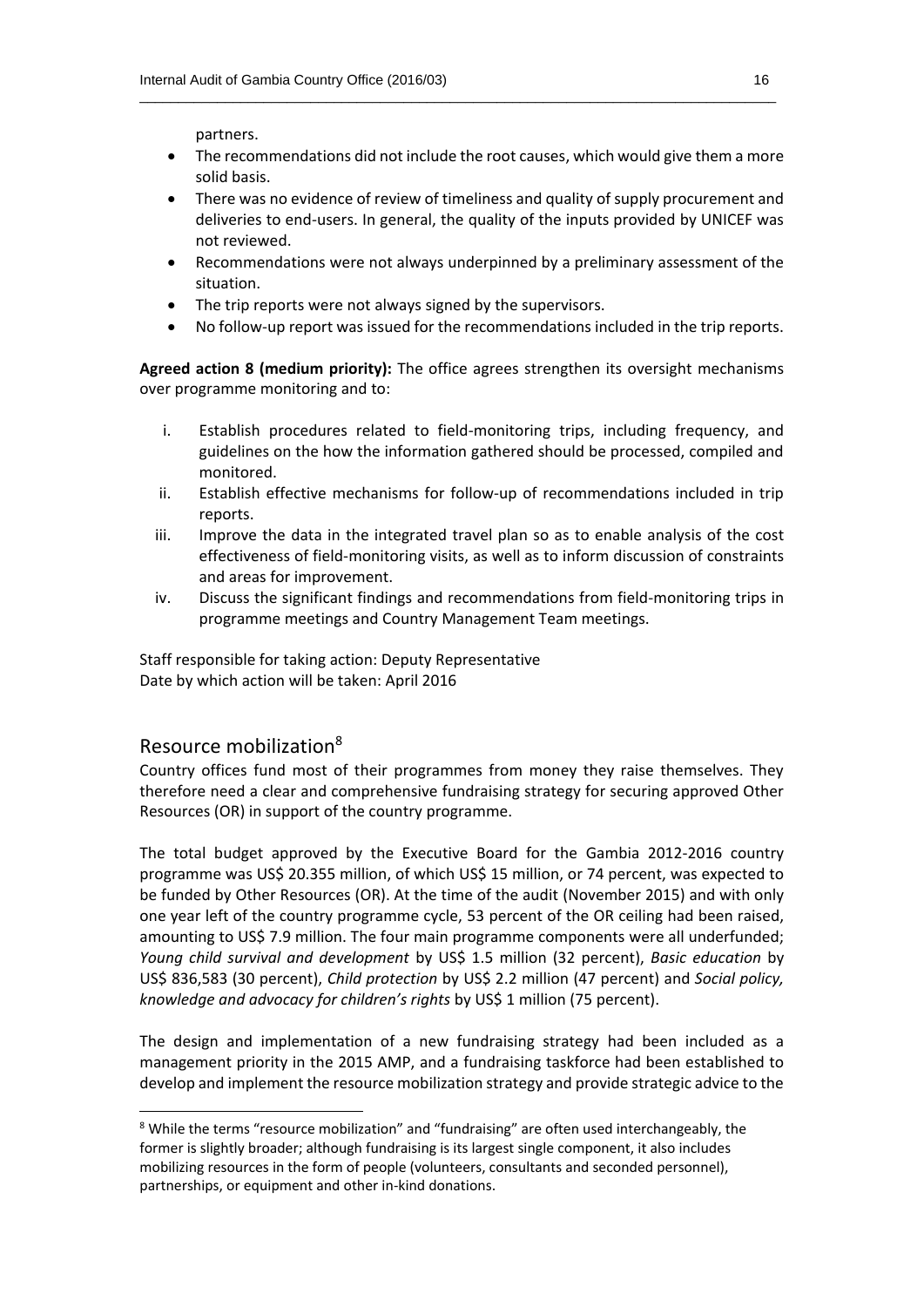partners.

- The recommendations did not include the root causes, which would give them a more solid basis.
- There was no evidence of review of timeliness and quality of supply procurement and deliveries to end-users. In general, the quality of the inputs provided by UNICEF was not reviewed.
- Recommendations were not always underpinned by a preliminary assessment of the situation.
- The trip reports were not always signed by the supervisors.
- No follow-up report was issued for the recommendations included in the trip reports.

**Agreed action 8 (medium priority):** The office agrees strengthen its oversight mechanisms over programme monitoring and to:

i. Establish procedures related to field-monitoring trips, including frequency, and guidelines on the how the information gathered should be processed, compiled and monitored.
ii. Establish effective mechanisms for follow-up of recommendations included in trip reports.
iii. Improve the data in the integrated travel plan so as to enable analysis of the cost effectiveness of field-monitoring visits, as well as to inform discussion of constraints and areas for improvement.
iv. Discuss the significant findings and recommendations from field-monitoring trips in programme meetings and Country Management Team meetings.

Staff responsible for taking action: Deputy Representative
Date by which action will be taken: April 2016

## Resource mobilization[8]

Country offices fund most of their programmes from money they raise themselves. They therefore need a clear and comprehensive fundraising strategy for securing approved Other Resources (OR) in support of the country programme.

The total budget approved by the Executive Board for the Gambia 2012-2016 country programme was US$ 20.355 million, of which US$ 15 million, or 74 percent, was expected to be funded by Other Resources (OR). At the time of the audit (November 2015) and with only one year left of the country programme cycle, 53 percent of the OR ceiling had been raised, amounting to US$ 7.9 million. The four main programme components were all underfunded; *Young child survival and development* by US$ 1.5 million (32 percent), *Basic education* by US$ 836,583 (30 percent), *Child protection* by US$ 2.2 million (47 percent) and *Social policy, knowledge and advocacy for children's rights* by US$ 1 million (75 percent).

The design and implementation of a new fundraising strategy had been included as a management priority in the 2015 AMP, and a fundraising taskforce had been established to develop and implement the resource mobilization strategy and provide strategic advice to the

[8] While the terms "resource mobilization" and "fundraising" are often used interchangeably, the former is slightly broader; although fundraising is its largest single component, it also includes mobilizing resources in the form of people (volunteers, consultants and seconded personnel), partnerships, or equipment and other in-kind donations.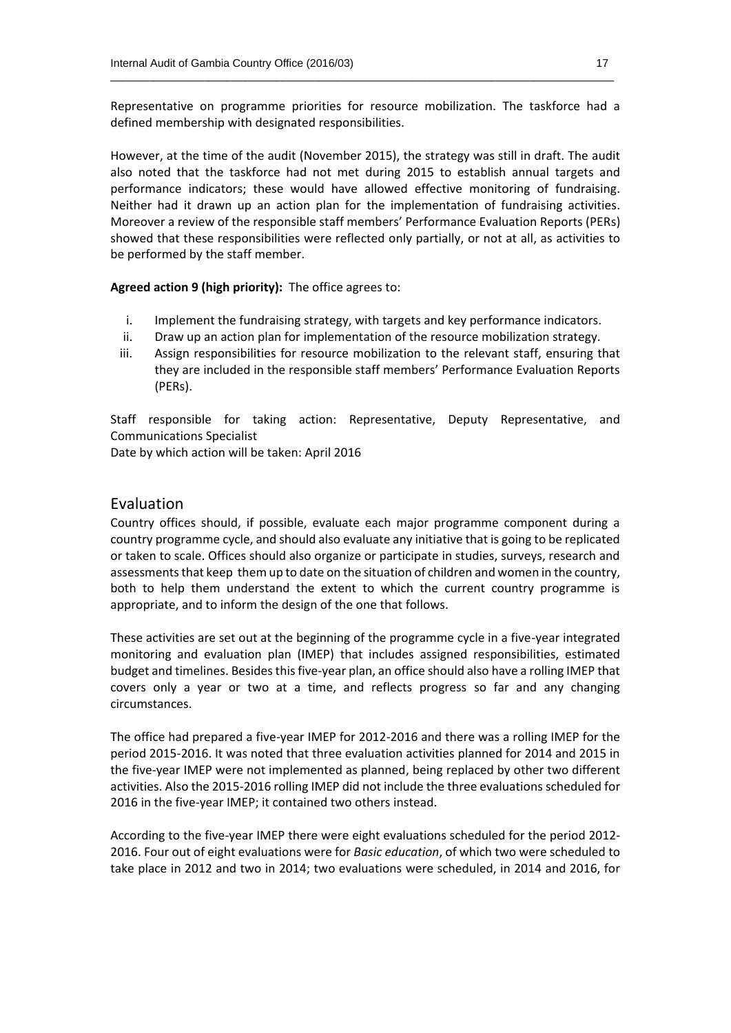Representative on programme priorities for resource mobilization. The taskforce had a defined membership with designated responsibilities.

However, at the time of the audit (November 2015), the strategy was still in draft. The audit also noted that the taskforce had not met during 2015 to establish annual targets and performance indicators; these would have allowed effective monitoring of fundraising. Neither had it drawn up an action plan for the implementation of fundraising activities. Moreover a review of the responsible staff members' Performance Evaluation Reports (PERs) showed that these responsibilities were reflected only partially, or not at all, as activities to be performed by the staff member.

**Agreed action 9 (high priority):** The office agrees to:

i. Implement the fundraising strategy, with targets and key performance indicators.
ii. Draw up an action plan for implementation of the resource mobilization strategy.
iii. Assign responsibilities for resource mobilization to the relevant staff, ensuring that they are included in the responsible staff members' Performance Evaluation Reports (PERs).

Staff responsible for taking action: Representative, Deputy Representative, and Communications Specialist
Date by which action will be taken: April 2016

## Evaluation

Country offices should, if possible, evaluate each major programme component during a country programme cycle, and should also evaluate any initiative that is going to be replicated or taken to scale. Offices should also organize or participate in studies, surveys, research and assessments that keep them up to date on the situation of children and women in the country, both to help them understand the extent to which the current country programme is appropriate, and to inform the design of the one that follows.

These activities are set out at the beginning of the programme cycle in a five-year integrated monitoring and evaluation plan (IMEP) that includes assigned responsibilities, estimated budget and timelines. Besides this five-year plan, an office should also have a rolling IMEP that covers only a year or two at a time, and reflects progress so far and any changing circumstances.

The office had prepared a five-year IMEP for 2012-2016 and there was a rolling IMEP for the period 2015-2016. It was noted that three evaluation activities planned for 2014 and 2015 in the five-year IMEP were not implemented as planned, being replaced by other two different activities. Also the 2015-2016 rolling IMEP did not include the three evaluations scheduled for 2016 in the five-year IMEP; it contained two others instead.

According to the five-year IMEP there were eight evaluations scheduled for the period 2012-2016. Four out of eight evaluations were for *Basic education*, of which two were scheduled to take place in 2012 and two in 2014; two evaluations were scheduled, in 2014 and 2016, for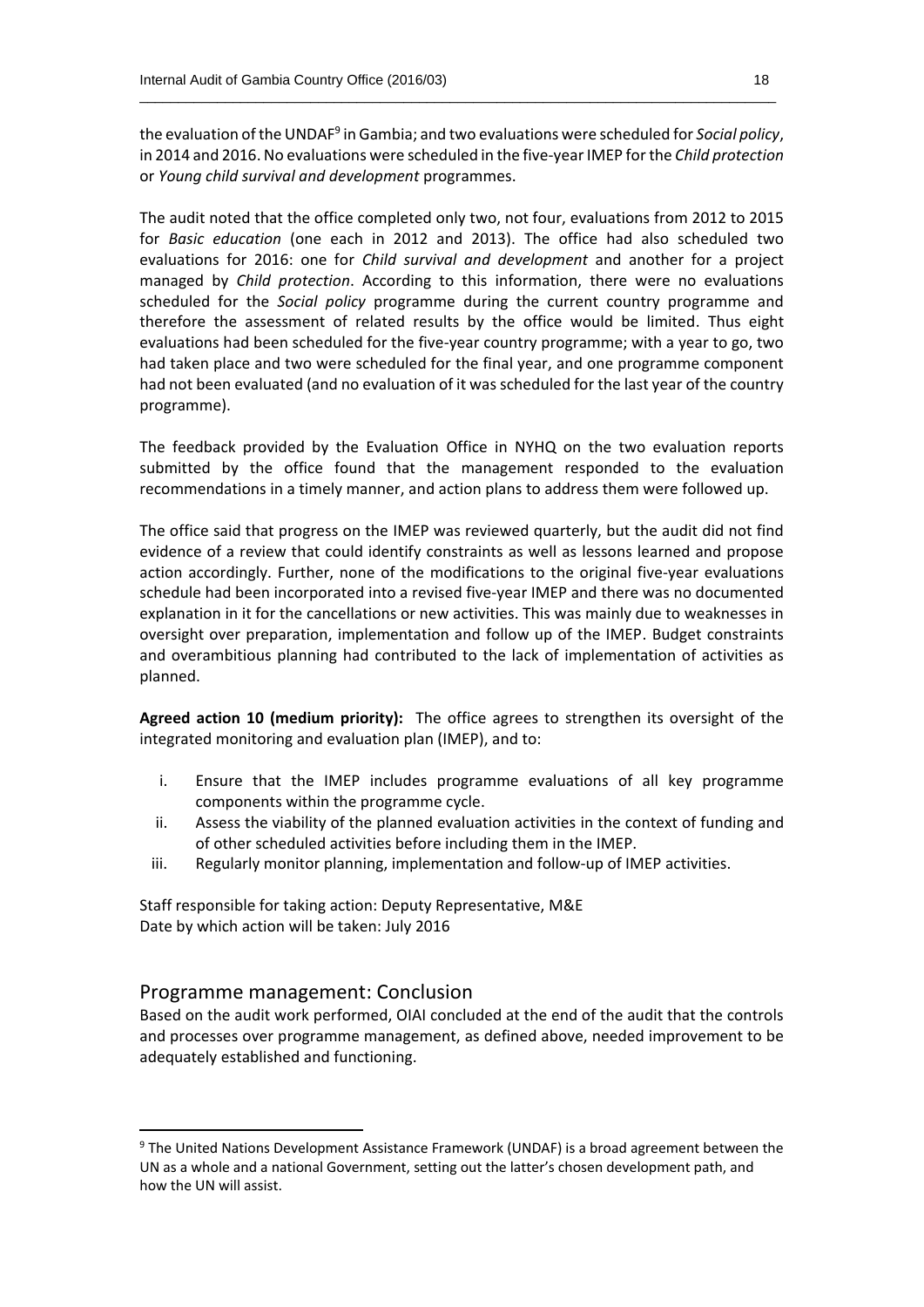the evaluation of the UNDAF[9] in Gambia; and two evaluations were scheduled for *Social policy*, in 2014 and 2016. No evaluations were scheduled in the five-year IMEP for the *Child protection* or *Young child survival and development* programmes.

The audit noted that the office completed only two, not four, evaluations from 2012 to 2015 for *Basic education* (one each in 2012 and 2013). The office had also scheduled two evaluations for 2016: one for *Child survival and development* and another for a project managed by *Child protection*. According to this information, there were no evaluations scheduled for the *Social policy* programme during the current country programme and therefore the assessment of related results by the office would be limited. Thus eight evaluations had been scheduled for the five-year country programme; with a year to go, two had taken place and two were scheduled for the final year, and one programme component had not been evaluated (and no evaluation of it was scheduled for the last year of the country programme).

The feedback provided by the Evaluation Office in NYHQ on the two evaluation reports submitted by the office found that the management responded to the evaluation recommendations in a timely manner, and action plans to address them were followed up.

The office said that progress on the IMEP was reviewed quarterly, but the audit did not find evidence of a review that could identify constraints as well as lessons learned and propose action accordingly. Further, none of the modifications to the original five-year evaluations schedule had been incorporated into a revised five-year IMEP and there was no documented explanation in it for the cancellations or new activities. This was mainly due to weaknesses in oversight over preparation, implementation and follow up of the IMEP. Budget constraints and overambitious planning had contributed to the lack of implementation of activities as planned.

**Agreed action 10 (medium priority):** The office agrees to strengthen its oversight of the integrated monitoring and evaluation plan (IMEP), and to:

i. Ensure that the IMEP includes programme evaluations of all key programme components within the programme cycle.
ii. Assess the viability of the planned evaluation activities in the context of funding and of other scheduled activities before including them in the IMEP.
iii. Regularly monitor planning, implementation and follow-up of IMEP activities.

Staff responsible for taking action: Deputy Representative, M&E
Date by which action will be taken: July 2016

## Programme management: Conclusion

Based on the audit work performed, OIAI concluded at the end of the audit that the controls and processes over programme management, as defined above, needed improvement to be adequately established and functioning.

---

[9] The United Nations Development Assistance Framework (UNDAF) is a broad agreement between the UN as a whole and a national Government, setting out the latter's chosen development path, and how the UN will assist.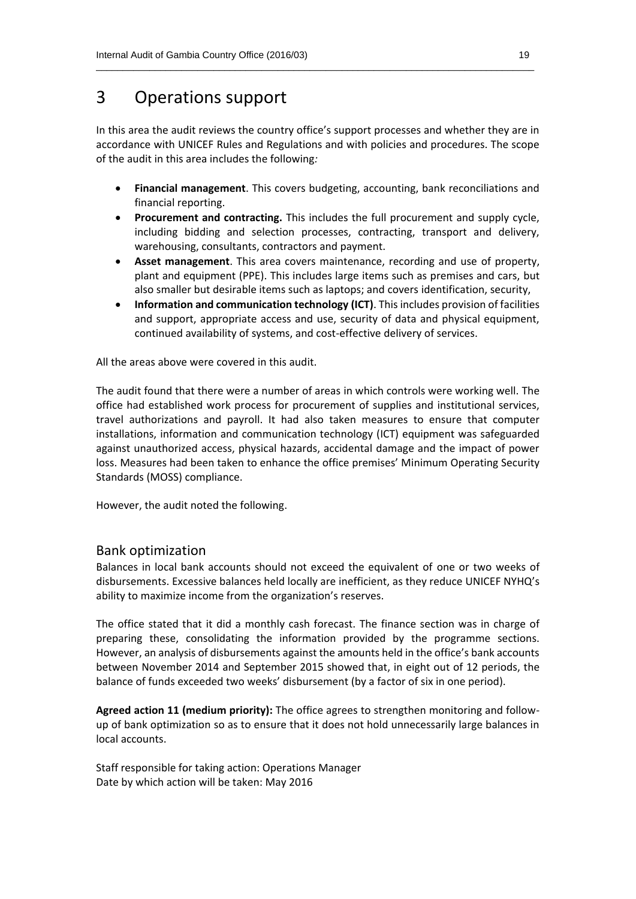# 3 Operations support

In this area the audit reviews the country office's support processes and whether they are in accordance with UNICEF Rules and Regulations and with policies and procedures. The scope of the audit in this area includes the following*:*

- **Financial management**. This covers budgeting, accounting, bank reconciliations and financial reporting.
- **Procurement and contracting.** This includes the full procurement and supply cycle, including bidding and selection processes, contracting, transport and delivery, warehousing, consultants, contractors and payment.
- **Asset management**. This area covers maintenance, recording and use of property, plant and equipment (PPE). This includes large items such as premises and cars, but also smaller but desirable items such as laptops; and covers identification, security,
- **Information and communication technology (ICT)**. This includes provision of facilities and support, appropriate access and use, security of data and physical equipment, continued availability of systems, and cost-effective delivery of services.

All the areas above were covered in this audit.

The audit found that there were a number of areas in which controls were working well. The office had established work process for procurement of supplies and institutional services, travel authorizations and payroll. It had also taken measures to ensure that computer installations, information and communication technology (ICT) equipment was safeguarded against unauthorized access, physical hazards, accidental damage and the impact of power loss. Measures had been taken to enhance the office premises' Minimum Operating Security Standards (MOSS) compliance.

However, the audit noted the following.

## Bank optimization

Balances in local bank accounts should not exceed the equivalent of one or two weeks of disbursements. Excessive balances held locally are inefficient, as they reduce UNICEF NYHQ's ability to maximize income from the organization's reserves.

The office stated that it did a monthly cash forecast. The finance section was in charge of preparing these, consolidating the information provided by the programme sections. However, an analysis of disbursements against the amounts held in the office's bank accounts between November 2014 and September 2015 showed that, in eight out of 12 periods, the balance of funds exceeded two weeks' disbursement (by a factor of six in one period).

**Agreed action 11 (medium priority):** The office agrees to strengthen monitoring and follow-up of bank optimization so as to ensure that it does not hold unnecessarily large balances in local accounts.

Staff responsible for taking action: Operations Manager
Date by which action will be taken: May 2016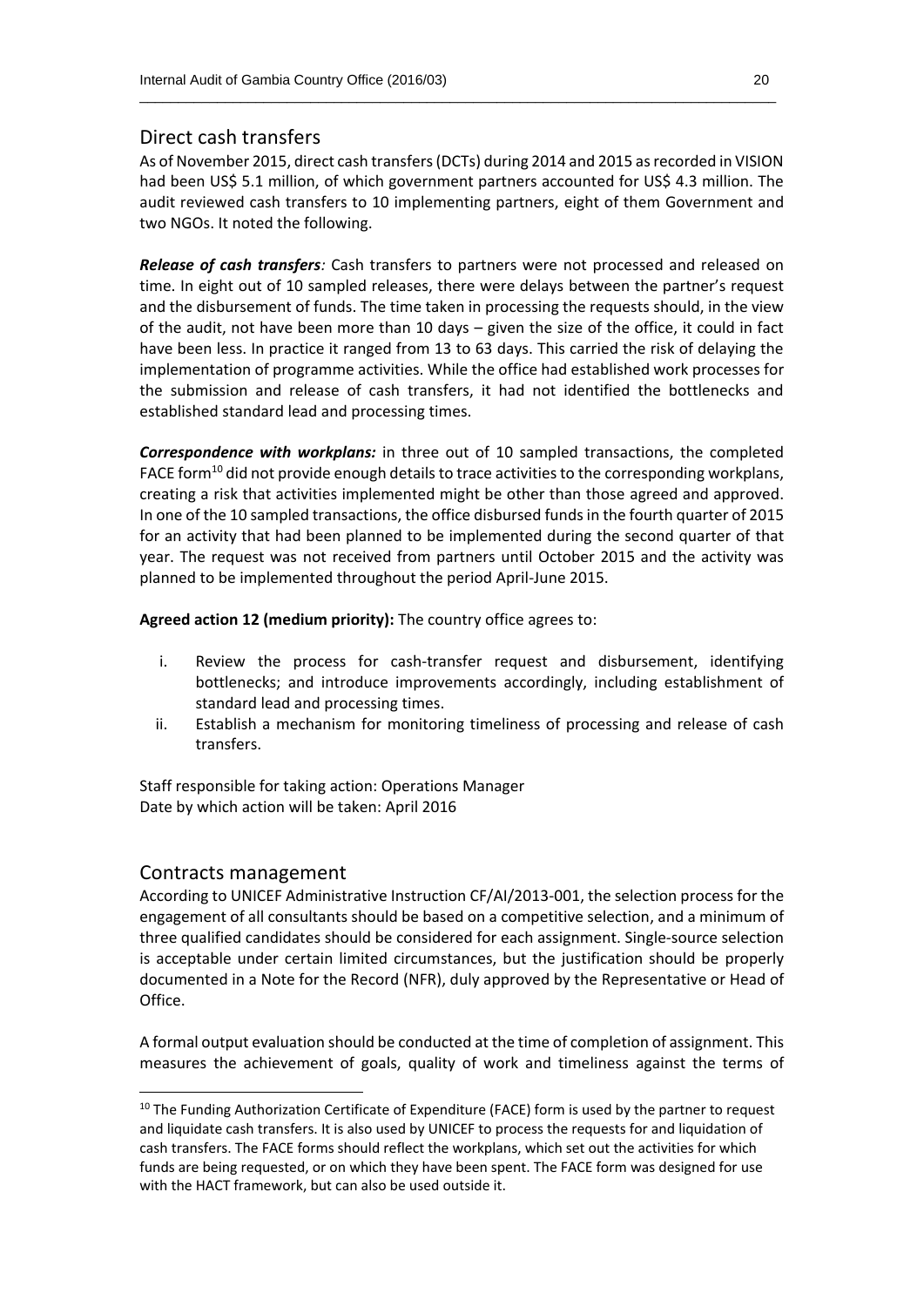## Direct cash transfers

As of November 2015, direct cash transfers (DCTs) during 2014 and 2015 as recorded in VISION had been US$ 5.1 million, of which government partners accounted for US$ 4.3 million. The audit reviewed cash transfers to 10 implementing partners, eight of them Government and two NGOs. It noted the following.

***Release of cash transfers**:* Cash transfers to partners were not processed and released on time. In eight out of 10 sampled releases, there were delays between the partner's request and the disbursement of funds. The time taken in processing the requests should, in the view of the audit, not have been more than 10 days – given the size of the office, it could in fact have been less. In practice it ranged from 13 to 63 days. This carried the risk of delaying the implementation of programme activities. While the office had established work processes for the submission and release of cash transfers, it had not identified the bottlenecks and established standard lead and processing times.

***Correspondence with workplans:*** in three out of 10 sampled transactions, the completed FACE form[10] did not provide enough details to trace activities to the corresponding workplans, creating a risk that activities implemented might be other than those agreed and approved. In one of the 10 sampled transactions, the office disbursed funds in the fourth quarter of 2015 for an activity that had been planned to be implemented during the second quarter of that year. The request was not received from partners until October 2015 and the activity was planned to be implemented throughout the period April-June 2015.

**Agreed action 12 (medium priority):** The country office agrees to:

i. Review the process for cash-transfer request and disbursement, identifying bottlenecks; and introduce improvements accordingly, including establishment of standard lead and processing times.
ii. Establish a mechanism for monitoring timeliness of processing and release of cash transfers.

Staff responsible for taking action: Operations Manager
Date by which action will be taken: April 2016

## Contracts management

According to UNICEF Administrative Instruction CF/AI/2013-001, the selection process for the engagement of all consultants should be based on a competitive selection, and a minimum of three qualified candidates should be considered for each assignment. Single-source selection is acceptable under certain limited circumstances, but the justification should be properly documented in a Note for the Record (NFR), duly approved by the Representative or Head of Office.

A formal output evaluation should be conducted at the time of completion of assignment. This measures the achievement of goals, quality of work and timeliness against the terms of

---

[10] The Funding Authorization Certificate of Expenditure (FACE) form is used by the partner to request and liquidate cash transfers. It is also used by UNICEF to process the requests for and liquidation of cash transfers. The FACE forms should reflect the workplans, which set out the activities for which funds are being requested, or on which they have been spent. The FACE form was designed for use with the HACT framework, but can also be used outside it.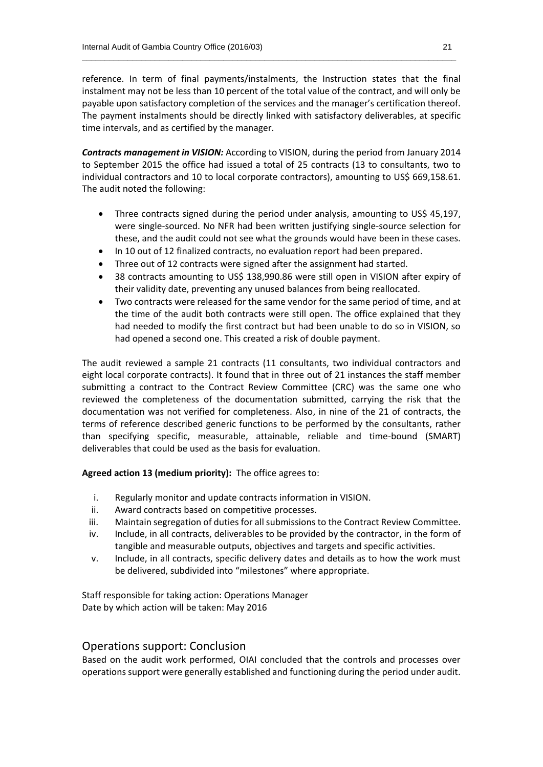reference. In term of final payments/instalments, the Instruction states that the final instalment may not be less than 10 percent of the total value of the contract, and will only be payable upon satisfactory completion of the services and the manager's certification thereof. The payment instalments should be directly linked with satisfactory deliverables, at specific time intervals, and as certified by the manager.

***Contracts management in VISION:*** According to VISION, during the period from January 2014 to September 2015 the office had issued a total of 25 contracts (13 to consultants, two to individual contractors and 10 to local corporate contractors), amounting to US$ 669,158.61. The audit noted the following:

- Three contracts signed during the period under analysis, amounting to US$ 45,197, were single-sourced. No NFR had been written justifying single-source selection for these, and the audit could not see what the grounds would have been in these cases.
- In 10 out of 12 finalized contracts, no evaluation report had been prepared.
- Three out of 12 contracts were signed after the assignment had started.
- 38 contracts amounting to US$ 138,990.86 were still open in VISION after expiry of their validity date, preventing any unused balances from being reallocated.
- Two contracts were released for the same vendor for the same period of time, and at the time of the audit both contracts were still open. The office explained that they had needed to modify the first contract but had been unable to do so in VISION, so had opened a second one. This created a risk of double payment.

The audit reviewed a sample 21 contracts (11 consultants, two individual contractors and eight local corporate contracts). It found that in three out of 21 instances the staff member submitting a contract to the Contract Review Committee (CRC) was the same one who reviewed the completeness of the documentation submitted, carrying the risk that the documentation was not verified for completeness. Also, in nine of the 21 of contracts, the terms of reference described generic functions to be performed by the consultants, rather than specifying specific, measurable, attainable, reliable and time-bound (SMART) deliverables that could be used as the basis for evaluation.

**Agreed action 13 (medium priority):** The office agrees to:

i. Regularly monitor and update contracts information in VISION.
ii. Award contracts based on competitive processes.
iii. Maintain segregation of duties for all submissions to the Contract Review Committee.
iv. Include, in all contracts, deliverables to be provided by the contractor, in the form of tangible and measurable outputs, objectives and targets and specific activities.
v. Include, in all contracts, specific delivery dates and details as to how the work must be delivered, subdivided into "milestones" where appropriate.

Staff responsible for taking action: Operations Manager
Date by which action will be taken: May 2016

## Operations support: Conclusion

Based on the audit work performed, OIAI concluded that the controls and processes over operations support were generally established and functioning during the period under audit.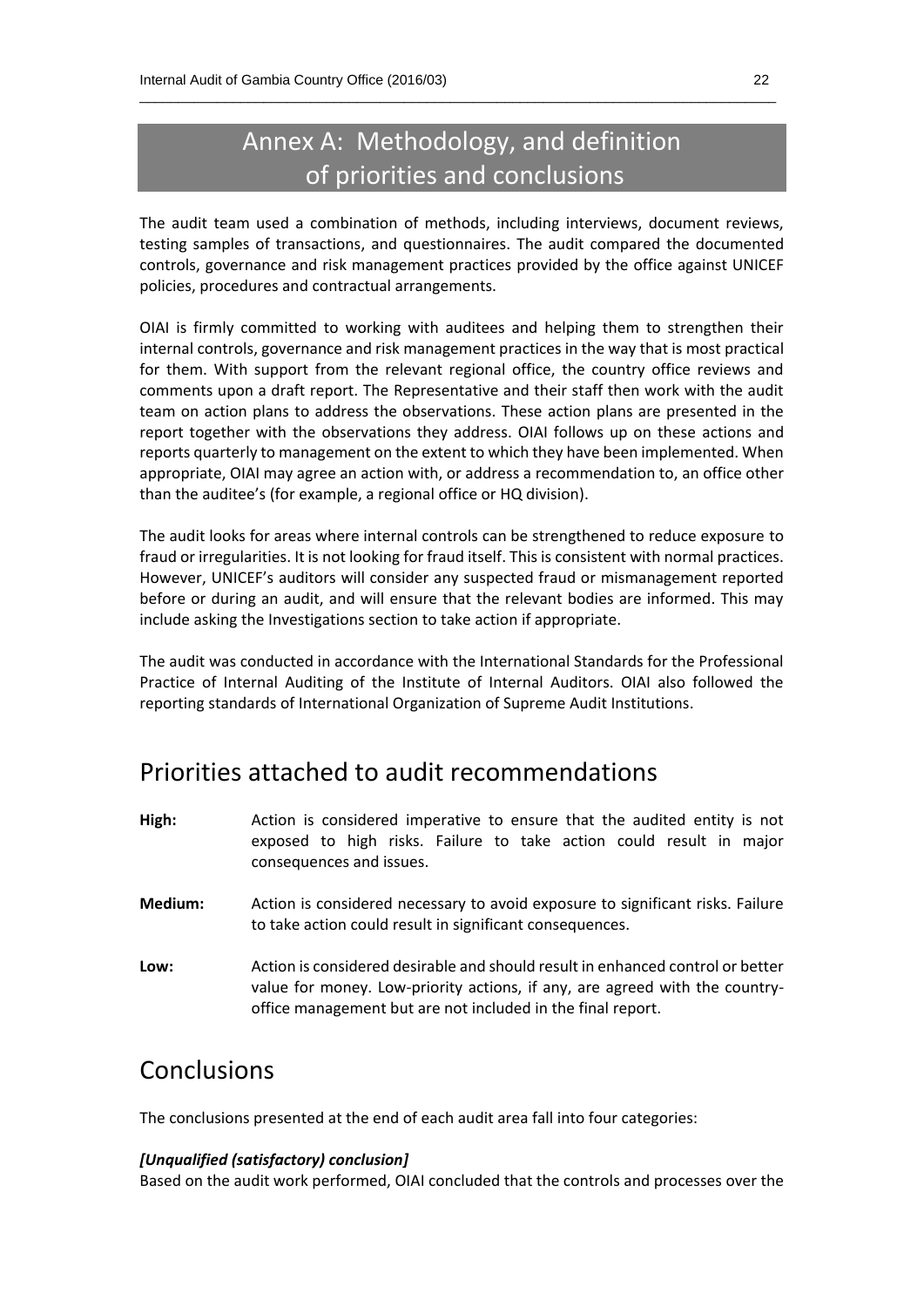# Annex A: Methodology, and definition of priorities and conclusions

The audit team used a combination of methods, including interviews, document reviews, testing samples of transactions, and questionnaires. The audit compared the documented controls, governance and risk management practices provided by the office against UNICEF policies, procedures and contractual arrangements.

OIAI is firmly committed to working with auditees and helping them to strengthen their internal controls, governance and risk management practices in the way that is most practical for them. With support from the relevant regional office, the country office reviews and comments upon a draft report. The Representative and their staff then work with the audit team on action plans to address the observations. These action plans are presented in the report together with the observations they address. OIAI follows up on these actions and reports quarterly to management on the extent to which they have been implemented. When appropriate, OIAI may agree an action with, or address a recommendation to, an office other than the auditee's (for example, a regional office or HQ division).

The audit looks for areas where internal controls can be strengthened to reduce exposure to fraud or irregularities. It is not looking for fraud itself. This is consistent with normal practices. However, UNICEF's auditors will consider any suspected fraud or mismanagement reported before or during an audit, and will ensure that the relevant bodies are informed. This may include asking the Investigations section to take action if appropriate.

The audit was conducted in accordance with the International Standards for the Professional Practice of Internal Auditing of the Institute of Internal Auditors. OIAI also followed the reporting standards of International Organization of Supreme Audit Institutions.

## Priorities attached to audit recommendations

**High:** Action is considered imperative to ensure that the audited entity is not exposed to high risks. Failure to take action could result in major consequences and issues.

**Medium:** Action is considered necessary to avoid exposure to significant risks. Failure to take action could result in significant consequences.

**Low:** Action is considered desirable and should result in enhanced control or better value for money. Low-priority actions, if any, are agreed with the country-office management but are not included in the final report.

## Conclusions

The conclusions presented at the end of each audit area fall into four categories:

***[Unqualified (satisfactory) conclusion]***
Based on the audit work performed, OIAI concluded that the controls and processes over the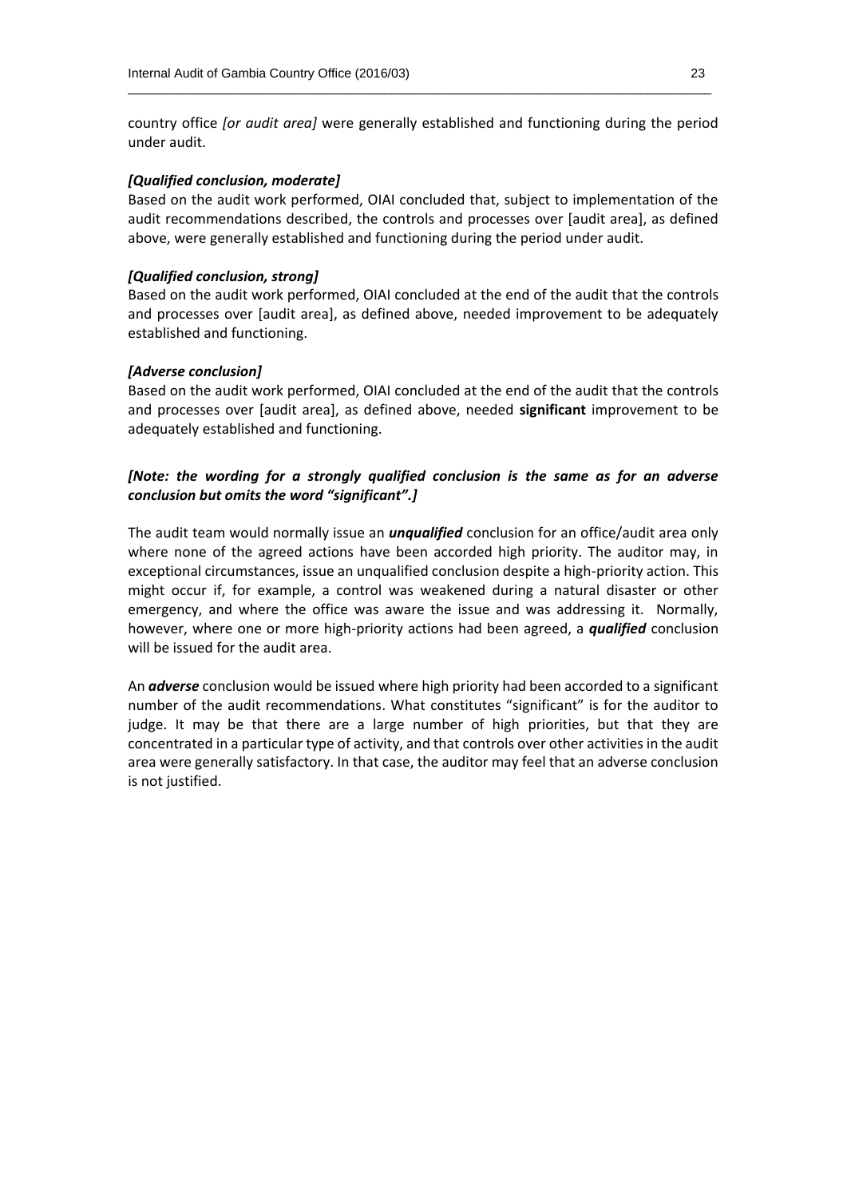country office *[or audit area]* were generally established and functioning during the period under audit.

***[Qualified conclusion, moderate]***
Based on the audit work performed, OIAI concluded that, subject to implementation of the audit recommendations described, the controls and processes over [audit area], as defined above, were generally established and functioning during the period under audit.

***[Qualified conclusion, strong]***
Based on the audit work performed, OIAI concluded at the end of the audit that the controls and processes over [audit area], as defined above, needed improvement to be adequately established and functioning.

***[Adverse conclusion]***
Based on the audit work performed, OIAI concluded at the end of the audit that the controls and processes over [audit area], as defined above, needed **significant** improvement to be adequately established and functioning.

***[Note: the wording for a strongly qualified conclusion is the same as for an adverse conclusion but omits the word "significant".]***

The audit team would normally issue an ***unqualified*** conclusion for an office/audit area only where none of the agreed actions have been accorded high priority. The auditor may, in exceptional circumstances, issue an unqualified conclusion despite a high-priority action. This might occur if, for example, a control was weakened during a natural disaster or other emergency, and where the office was aware the issue and was addressing it. Normally, however, where one or more high-priority actions had been agreed, a ***qualified*** conclusion will be issued for the audit area.

An ***adverse*** conclusion would be issued where high priority had been accorded to a significant number of the audit recommendations. What constitutes "significant" is for the auditor to judge. It may be that there are a large number of high priorities, but that they are concentrated in a particular type of activity, and that controls over other activities in the audit area were generally satisfactory. In that case, the auditor may feel that an adverse conclusion is not justified.